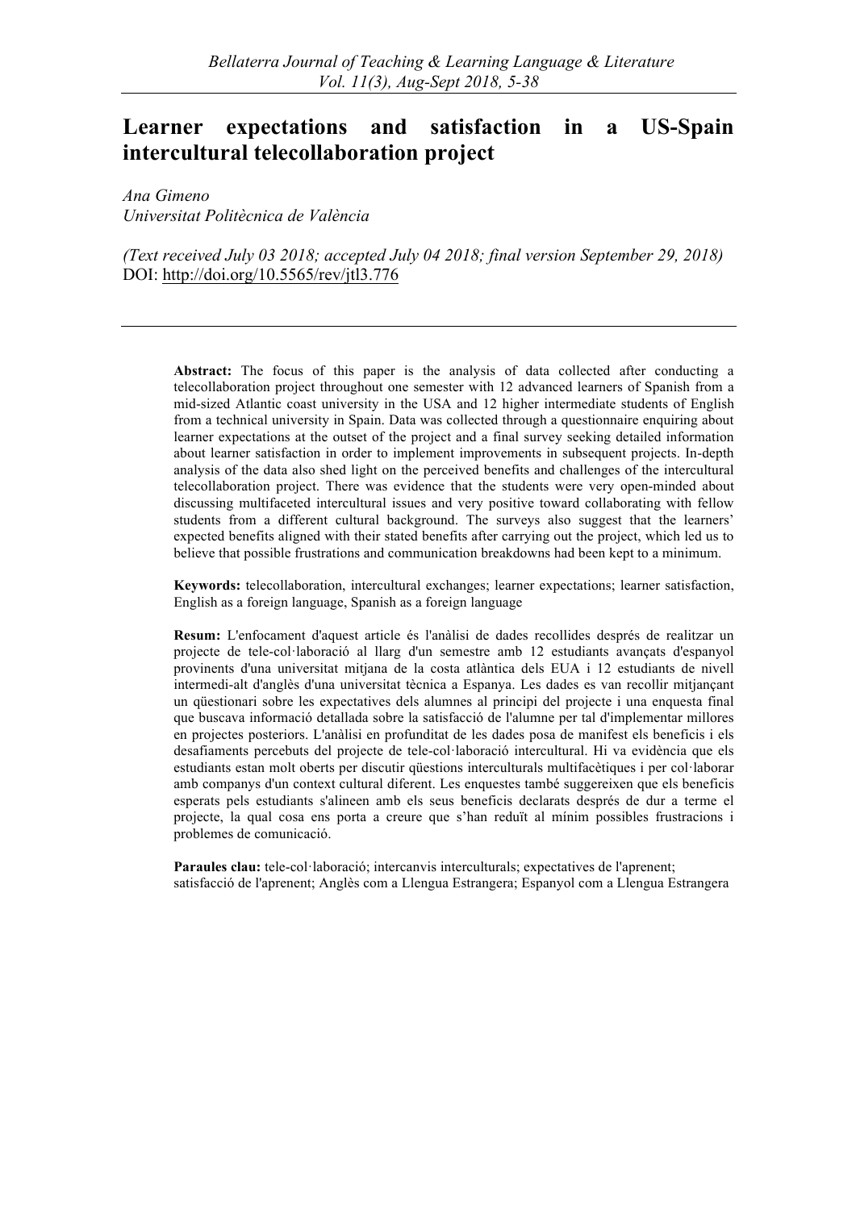# Learner expectations and satisfaction in a US-Spain intercultural telecollaboration project

*Ana Gimeno*
*Universitat Politècnica de València*

*(Text received July 03 2018; accepted July 04 2018; final version September 29, 2018)*
DOI: http://doi.org/10.5565/rev/jtl3.776

**Abstract:** The focus of this paper is the analysis of data collected after conducting a telecollaboration project throughout one semester with 12 advanced learners of Spanish from a mid-sized Atlantic coast university in the USA and 12 higher intermediate students of English from a technical university in Spain. Data was collected through a questionnaire enquiring about learner expectations at the outset of the project and a final survey seeking detailed information about learner satisfaction in order to implement improvements in subsequent projects. In-depth analysis of the data also shed light on the perceived benefits and challenges of the intercultural telecollaboration project. There was evidence that the students were very open-minded about discussing multifaceted intercultural issues and very positive toward collaborating with fellow students from a different cultural background. The surveys also suggest that the learners' expected benefits aligned with their stated benefits after carrying out the project, which led us to believe that possible frustrations and communication breakdowns had been kept to a minimum.

**Keywords:** telecollaboration, intercultural exchanges; learner expectations; learner satisfaction, English as a foreign language, Spanish as a foreign language

**Resum:** L'enfocament d'aquest article és l'anàlisi de dades recollides després de realitzar un projecte de tele-col·laboració al llarg d'un semestre amb 12 estudiants avançats d'espanyol provinents d'una universitat mitjana de la costa atlàntica dels EUA i 12 estudiants de nivell intermedi-alt d'anglès d'una universitat tècnica a Espanya. Les dades es van recollir mitjançant un qüestionari sobre les expectatives dels alumnes al principi del projecte i una enquesta final que buscava informació detallada sobre la satisfacció de l'alumne per tal d'implementar millores en projectes posteriors. L'anàlisi en profunditat de les dades posa de manifest els beneficis i els desafiaments percebuts del projecte de tele-col·laboració intercultural. Hi va evidència que els estudiants estan molt oberts per discutir qüestions interculturals multifacètiques i per col·laborar amb companys d'un context cultural diferent. Les enquestes també suggereixen que els beneficis esperats pels estudiants s'alineen amb els seus beneficis declarats després de dur a terme el projecte, la qual cosa ens porta a creure que s'han reduït al mínim possibles frustracions i problemes de comunicació.

**Paraules clau:** tele-col·laboració; intercanvis interculturals; expectatives de l'aprenent; satisfacció de l'aprenent; Anglès com a Llengua Estrangera; Espanyol com a Llengua Estrangera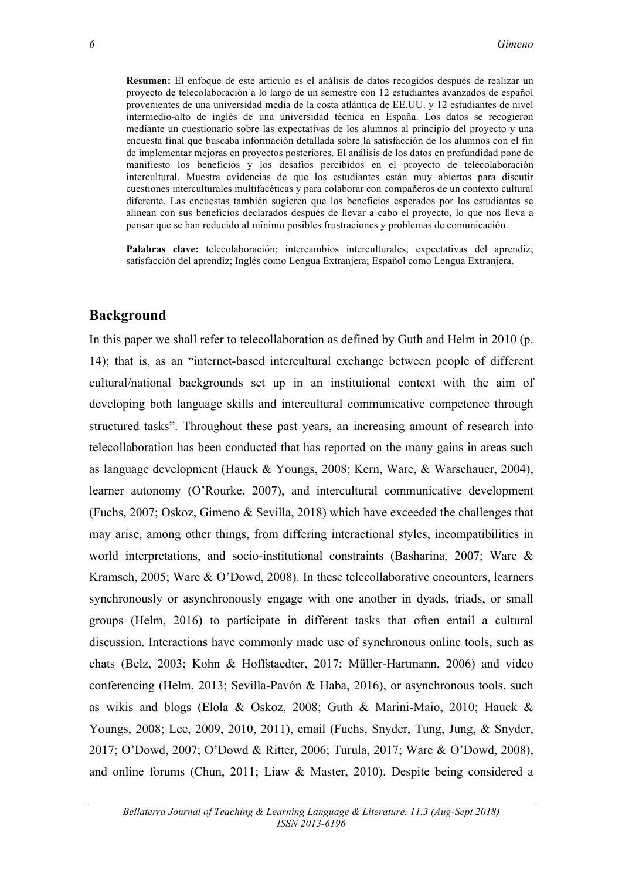**Resumen:** El enfoque de este artículo es el análisis de datos recogidos después de realizar un proyecto de telecolaboración a lo largo de un semestre con 12 estudiantes avanzados de español provenientes de una universidad media de la costa atlántica de EE.UU. y 12 estudiantes de nivel intermedio-alto de inglés de una universidad técnica en España. Los datos se recogieron mediante un cuestionario sobre las expectativas de los alumnos al principio del proyecto y una encuesta final que buscaba información detallada sobre la satisfacción de los alumnos con el fin de implementar mejoras en proyectos posteriores. El análisis de los datos en profundidad pone de manifiesto los beneficios y los desafíos percibidos en el proyecto de telecolaboración intercultural. Muestra evidencias de que los estudiantes están muy abiertos para discutir cuestiones interculturales multifacéticas y para colaborar con compañeros de un contexto cultural diferente. Las encuestas también sugieren que los beneficios esperados por los estudiantes se alinean con sus beneficios declarados después de llevar a cabo el proyecto, lo que nos lleva a pensar que se han reducido al mínimo posibles frustraciones y problemas de comunicación.

**Palabras clave:** telecolaboración; intercambios interculturales; expectativas del aprendiz; satisfacción del aprendiz; Inglés como Lengua Extranjera; Español como Lengua Extranjera.

## Background

In this paper we shall refer to telecollaboration as defined by Guth and Helm in 2010 (p. 14); that is, as an "internet-based intercultural exchange between people of different cultural/national backgrounds set up in an institutional context with the aim of developing both language skills and intercultural communicative competence through structured tasks". Throughout these past years, an increasing amount of research into telecollaboration has been conducted that has reported on the many gains in areas such as language development (Hauck & Youngs, 2008; Kern, Ware, & Warschauer, 2004), learner autonomy (O'Rourke, 2007), and intercultural communicative development (Fuchs, 2007; Oskoz, Gimeno & Sevilla, 2018) which have exceeded the challenges that may arise, among other things, from differing interactional styles, incompatibilities in world interpretations, and socio-institutional constraints (Basharina, 2007; Ware & Kramsch, 2005; Ware & O'Dowd, 2008). In these telecollaborative encounters, learners synchronously or asynchronously engage with one another in dyads, triads, or small groups (Helm, 2016) to participate in different tasks that often entail a cultural discussion. Interactions have commonly made use of synchronous online tools, such as chats (Belz, 2003; Kohn & Hoffstaedter, 2017; Müller-Hartmann, 2006) and video conferencing (Helm, 2013; Sevilla-Pavón & Haba, 2016), or asynchronous tools, such as wikis and blogs (Elola & Oskoz, 2008; Guth & Marini-Maio, 2010; Hauck & Youngs, 2008; Lee, 2009, 2010, 2011), email (Fuchs, Snyder, Tung, Jung, & Snyder, 2017; O'Dowd, 2007; O'Dowd & Ritter, 2006; Turula, 2017; Ware & O'Dowd, 2008), and online forums (Chun, 2011; Liaw & Master, 2010). Despite being considered a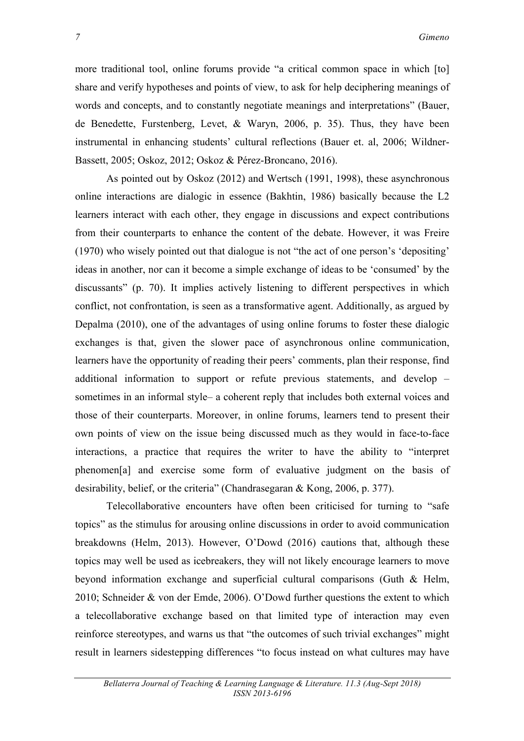more traditional tool, online forums provide "a critical common space in which [to] share and verify hypotheses and points of view, to ask for help deciphering meanings of words and concepts, and to constantly negotiate meanings and interpretations" (Bauer, de Benedette, Furstenberg, Levet, & Waryn, 2006, p. 35). Thus, they have been instrumental in enhancing students' cultural reflections (Bauer et. al, 2006; Wildner-Bassett, 2005; Oskoz, 2012; Oskoz & Pérez-Broncano, 2016).

As pointed out by Oskoz (2012) and Wertsch (1991, 1998), these asynchronous online interactions are dialogic in essence (Bakhtin, 1986) basically because the L2 learners interact with each other, they engage in discussions and expect contributions from their counterparts to enhance the content of the debate. However, it was Freire (1970) who wisely pointed out that dialogue is not "the act of one person's 'depositing' ideas in another, nor can it become a simple exchange of ideas to be 'consumed' by the discussants" (p. 70). It implies actively listening to different perspectives in which conflict, not confrontation, is seen as a transformative agent. Additionally, as argued by Depalma (2010), one of the advantages of using online forums to foster these dialogic exchanges is that, given the slower pace of asynchronous online communication, learners have the opportunity of reading their peers' comments, plan their response, find additional information to support or refute previous statements, and develop – sometimes in an informal style– a coherent reply that includes both external voices and those of their counterparts. Moreover, in online forums, learners tend to present their own points of view on the issue being discussed much as they would in face-to-face interactions, a practice that requires the writer to have the ability to "interpret phenomen[a] and exercise some form of evaluative judgment on the basis of desirability, belief, or the criteria" (Chandrasegaran & Kong, 2006, p. 377).

Telecollaborative encounters have often been criticised for turning to "safe topics" as the stimulus for arousing online discussions in order to avoid communication breakdowns (Helm, 2013). However, O'Dowd (2016) cautions that, although these topics may well be used as icebreakers, they will not likely encourage learners to move beyond information exchange and superficial cultural comparisons (Guth & Helm, 2010; Schneider & von der Emde, 2006). O'Dowd further questions the extent to which a telecollaborative exchange based on that limited type of interaction may even reinforce stereotypes, and warns us that "the outcomes of such trivial exchanges" might result in learners sidestepping differences "to focus instead on what cultures may have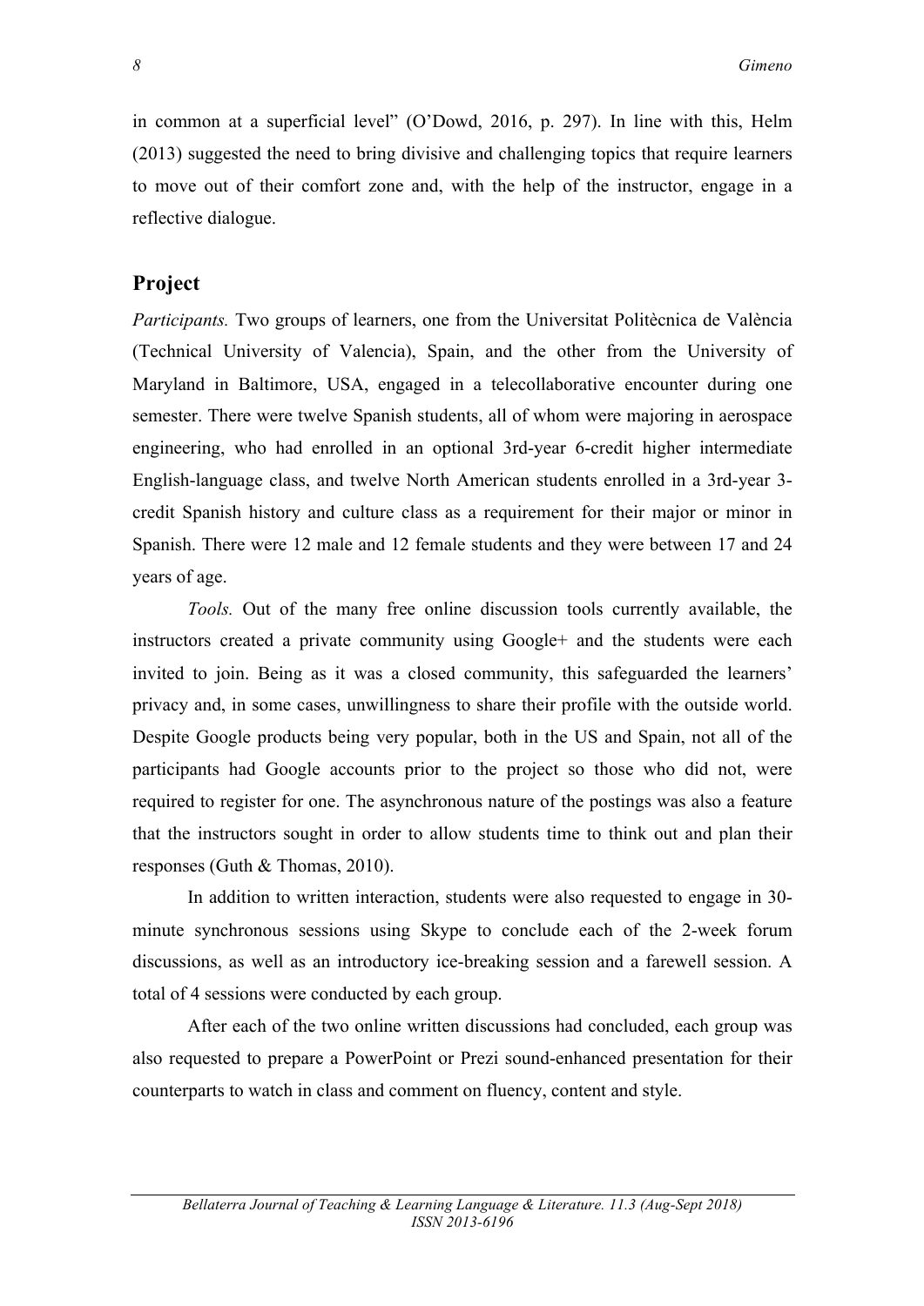in common at a superficial level" (O'Dowd, 2016, p. 297). In line with this, Helm (2013) suggested the need to bring divisive and challenging topics that require learners to move out of their comfort zone and, with the help of the instructor, engage in a reflective dialogue.

## Project

*Participants.* Two groups of learners, one from the Universitat Politècnica de València (Technical University of Valencia), Spain, and the other from the University of Maryland in Baltimore, USA, engaged in a telecollaborative encounter during one semester. There were twelve Spanish students, all of whom were majoring in aerospace engineering, who had enrolled in an optional 3rd-year 6-credit higher intermediate English-language class, and twelve North American students enrolled in a 3rd-year 3-credit Spanish history and culture class as a requirement for their major or minor in Spanish. There were 12 male and 12 female students and they were between 17 and 24 years of age.

*Tools.* Out of the many free online discussion tools currently available, the instructors created a private community using Google+ and the students were each invited to join. Being as it was a closed community, this safeguarded the learners' privacy and, in some cases, unwillingness to share their profile with the outside world. Despite Google products being very popular, both in the US and Spain, not all of the participants had Google accounts prior to the project so those who did not, were required to register for one. The asynchronous nature of the postings was also a feature that the instructors sought in order to allow students time to think out and plan their responses (Guth & Thomas, 2010).

In addition to written interaction, students were also requested to engage in 30-minute synchronous sessions using Skype to conclude each of the 2-week forum discussions, as well as an introductory ice-breaking session and a farewell session. A total of 4 sessions were conducted by each group.

After each of the two online written discussions had concluded, each group was also requested to prepare a PowerPoint or Prezi sound-enhanced presentation for their counterparts to watch in class and comment on fluency, content and style.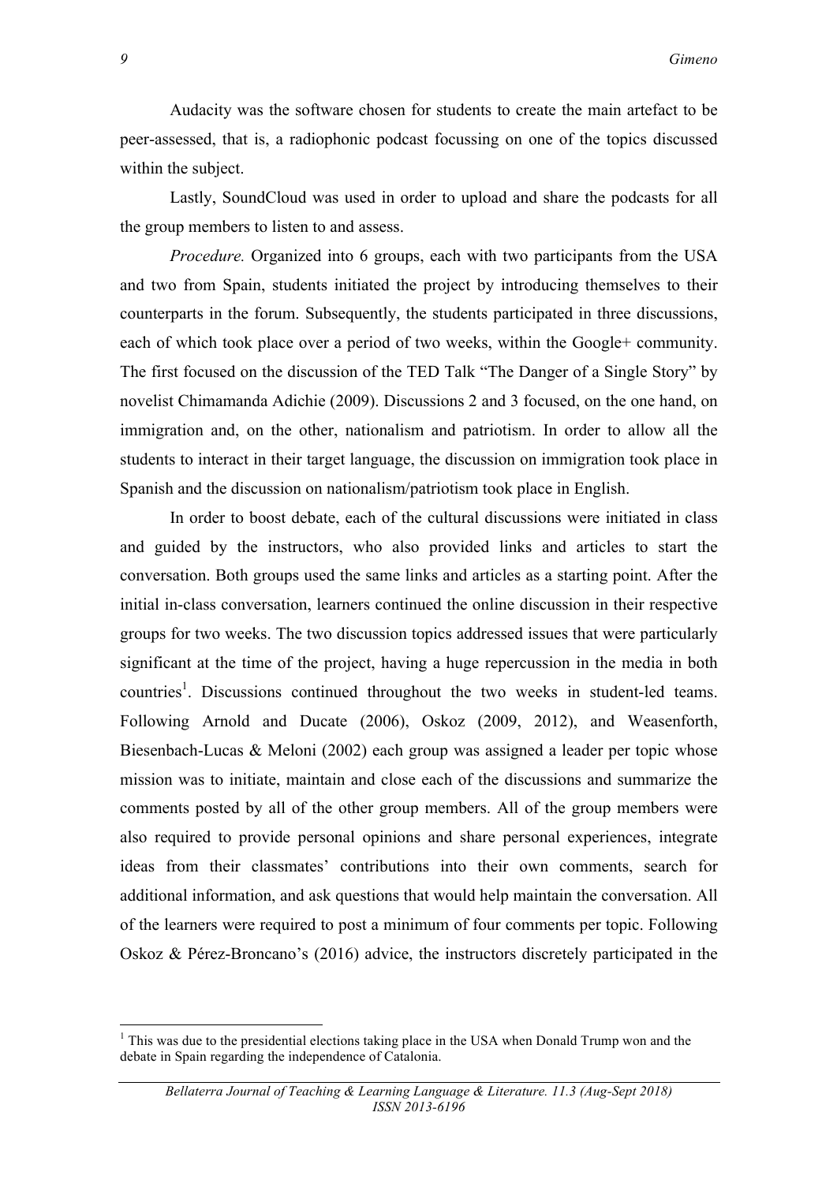Audacity was the software chosen for students to create the main artefact to be peer-assessed, that is, a radiophonic podcast focussing on one of the topics discussed within the subject.

Lastly, SoundCloud was used in order to upload and share the podcasts for all the group members to listen to and assess.

*Procedure.* Organized into 6 groups, each with two participants from the USA and two from Spain, students initiated the project by introducing themselves to their counterparts in the forum. Subsequently, the students participated in three discussions, each of which took place over a period of two weeks, within the Google+ community. The first focused on the discussion of the TED Talk "The Danger of a Single Story" by novelist Chimamanda Adichie (2009). Discussions 2 and 3 focused, on the one hand, on immigration and, on the other, nationalism and patriotism. In order to allow all the students to interact in their target language, the discussion on immigration took place in Spanish and the discussion on nationalism/patriotism took place in English.

In order to boost debate, each of the cultural discussions were initiated in class and guided by the instructors, who also provided links and articles to start the conversation. Both groups used the same links and articles as a starting point. After the initial in-class conversation, learners continued the online discussion in their respective groups for two weeks. The two discussion topics addressed issues that were particularly significant at the time of the project, having a huge repercussion in the media in both countries[1]. Discussions continued throughout the two weeks in student-led teams. Following Arnold and Ducate (2006), Oskoz (2009, 2012), and Weasenforth, Biesenbach-Lucas & Meloni (2002) each group was assigned a leader per topic whose mission was to initiate, maintain and close each of the discussions and summarize the comments posted by all of the other group members. All of the group members were also required to provide personal opinions and share personal experiences, integrate ideas from their classmates' contributions into their own comments, search for additional information, and ask questions that would help maintain the conversation. All of the learners were required to post a minimum of four comments per topic. Following Oskoz & Pérez-Broncano's (2016) advice, the instructors discretely participated in the

[1] This was due to the presidential elections taking place in the USA when Donald Trump won and the debate in Spain regarding the independence of Catalonia.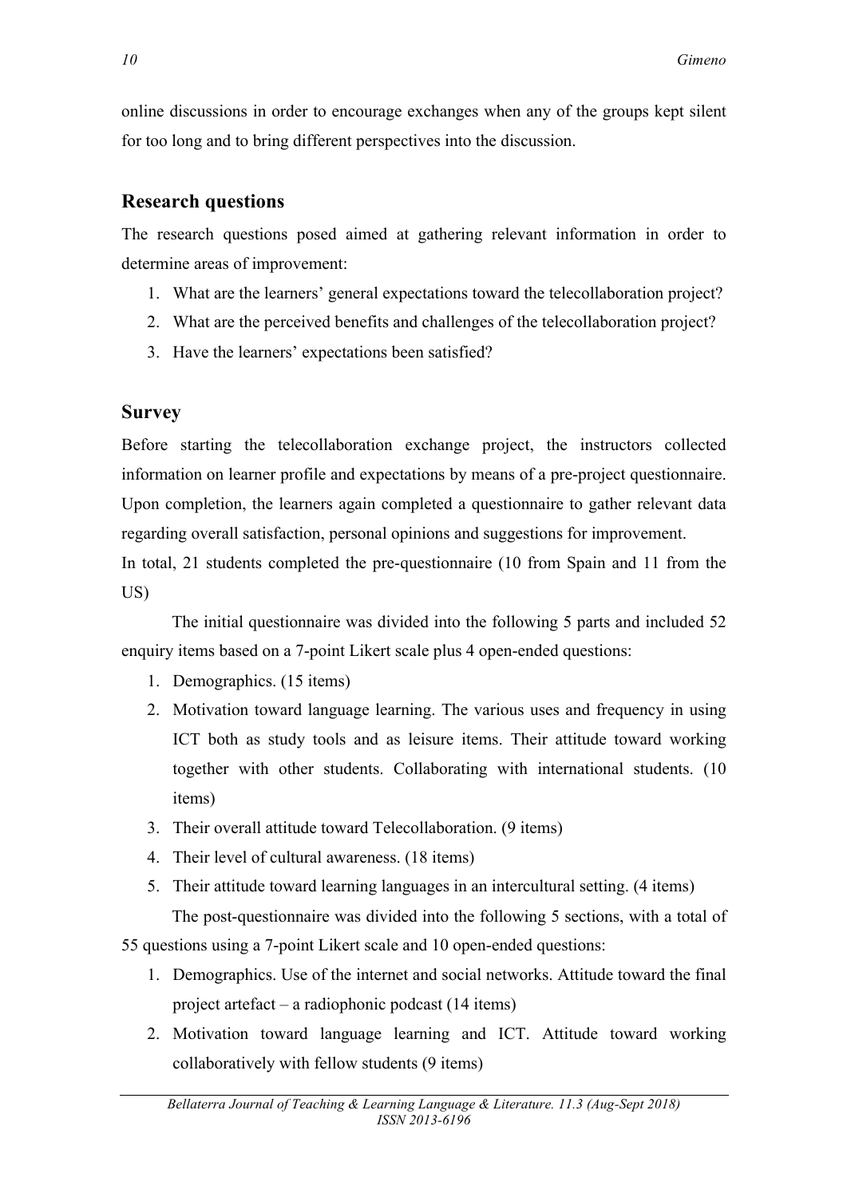online discussions in order to encourage exchanges when any of the groups kept silent for too long and to bring different perspectives into the discussion.

## Research questions

The research questions posed aimed at gathering relevant information in order to determine areas of improvement:

1. What are the learners' general expectations toward the telecollaboration project?
2. What are the perceived benefits and challenges of the telecollaboration project?
3. Have the learners' expectations been satisfied?

## Survey

Before starting the telecollaboration exchange project, the instructors collected information on learner profile and expectations by means of a pre-project questionnaire. Upon completion, the learners again completed a questionnaire to gather relevant data regarding overall satisfaction, personal opinions and suggestions for improvement.
In total, 21 students completed the pre-questionnaire (10 from Spain and 11 from the US)

The initial questionnaire was divided into the following 5 parts and included 52 enquiry items based on a 7-point Likert scale plus 4 open-ended questions:

1. Demographics. (15 items)
2. Motivation toward language learning. The various uses and frequency in using ICT both as study tools and as leisure items. Their attitude toward working together with other students. Collaborating with international students. (10 items)
3. Their overall attitude toward Telecollaboration. (9 items)
4. Their level of cultural awareness. (18 items)
5. Their attitude toward learning languages in an intercultural setting. (4 items)

The post-questionnaire was divided into the following 5 sections, with a total of 55 questions using a 7-point Likert scale and 10 open-ended questions:

1. Demographics. Use of the internet and social networks. Attitude toward the final project artefact – a radiophonic podcast (14 items)
2. Motivation toward language learning and ICT. Attitude toward working collaboratively with fellow students (9 items)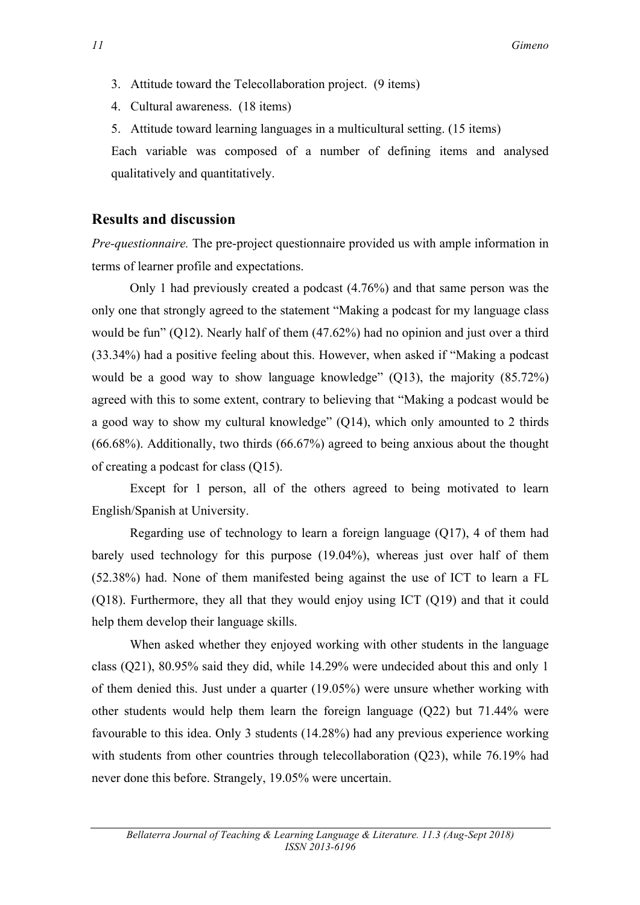3. Attitude toward the Telecollaboration project. (9 items)
4. Cultural awareness. (18 items)
5. Attitude toward learning languages in a multicultural setting. (15 items)

Each variable was composed of a number of defining items and analysed qualitatively and quantitatively.

## Results and discussion

*Pre-questionnaire.* The pre-project questionnaire provided us with ample information in terms of learner profile and expectations.

Only 1 had previously created a podcast (4.76%) and that same person was the only one that strongly agreed to the statement "Making a podcast for my language class would be fun" (Q12). Nearly half of them (47.62%) had no opinion and just over a third (33.34%) had a positive feeling about this. However, when asked if "Making a podcast would be a good way to show language knowledge" (Q13), the majority (85.72%) agreed with this to some extent, contrary to believing that "Making a podcast would be a good way to show my cultural knowledge" (Q14), which only amounted to 2 thirds (66.68%). Additionally, two thirds (66.67%) agreed to being anxious about the thought of creating a podcast for class (Q15).

Except for 1 person, all of the others agreed to being motivated to learn English/Spanish at University.

Regarding use of technology to learn a foreign language (Q17), 4 of them had barely used technology for this purpose (19.04%), whereas just over half of them (52.38%) had. None of them manifested being against the use of ICT to learn a FL (Q18). Furthermore, they all that they would enjoy using ICT (Q19) and that it could help them develop their language skills.

When asked whether they enjoyed working with other students in the language class (Q21), 80.95% said they did, while 14.29% were undecided about this and only 1 of them denied this. Just under a quarter (19.05%) were unsure whether working with other students would help them learn the foreign language (Q22) but 71.44% were favourable to this idea. Only 3 students (14.28%) had any previous experience working with students from other countries through telecollaboration (Q23), while 76.19% had never done this before. Strangely, 19.05% were uncertain.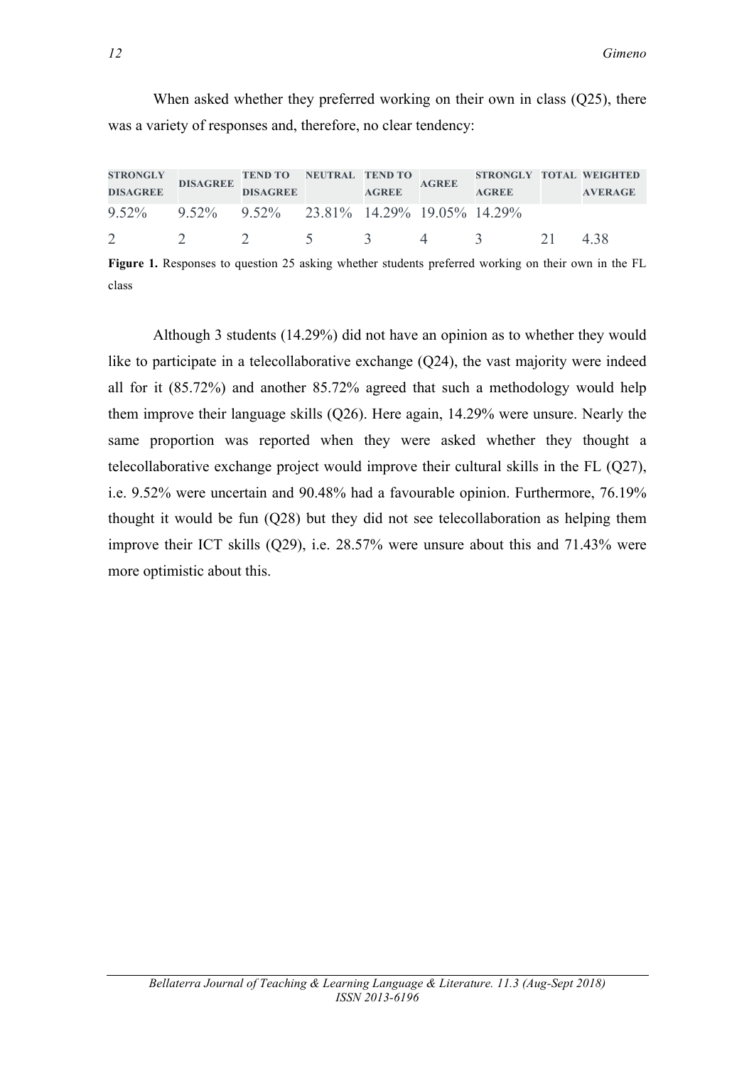When asked whether they preferred working on their own in class (Q25), there was a variety of responses and, therefore, no clear tendency:

| STRONGLY DISAGREE | DISAGREE | TEND TO DISAGREE | NEUTRAL | TEND TO AGREE | AGREE | STRONGLY AGREE | TOTAL | WEIGHTED AVERAGE |
|---|---|---|---|---|---|---|---|---|
| 9.52% | 9.52% | 9.52% | 23.81% | 14.29% | 19.05% | 14.29% | | |
| 2 | 2 | 2 | 5 | 3 | 4 | 3 | 21 | 4.38 |

**Figure 1.** Responses to question 25 asking whether students preferred working on their own in the FL class

Although 3 students (14.29%) did not have an opinion as to whether they would like to participate in a telecollaborative exchange (Q24), the vast majority were indeed all for it (85.72%) and another 85.72% agreed that such a methodology would help them improve their language skills (Q26). Here again, 14.29% were unsure. Nearly the same proportion was reported when they were asked whether they thought a telecollaborative exchange project would improve their cultural skills in the FL (Q27), i.e. 9.52% were uncertain and 90.48% had a favourable opinion. Furthermore, 76.19% thought it would be fun (Q28) but they did not see telecollaboration as helping them improve their ICT skills (Q29), i.e. 28.57% were unsure about this and 71.43% were more optimistic about this.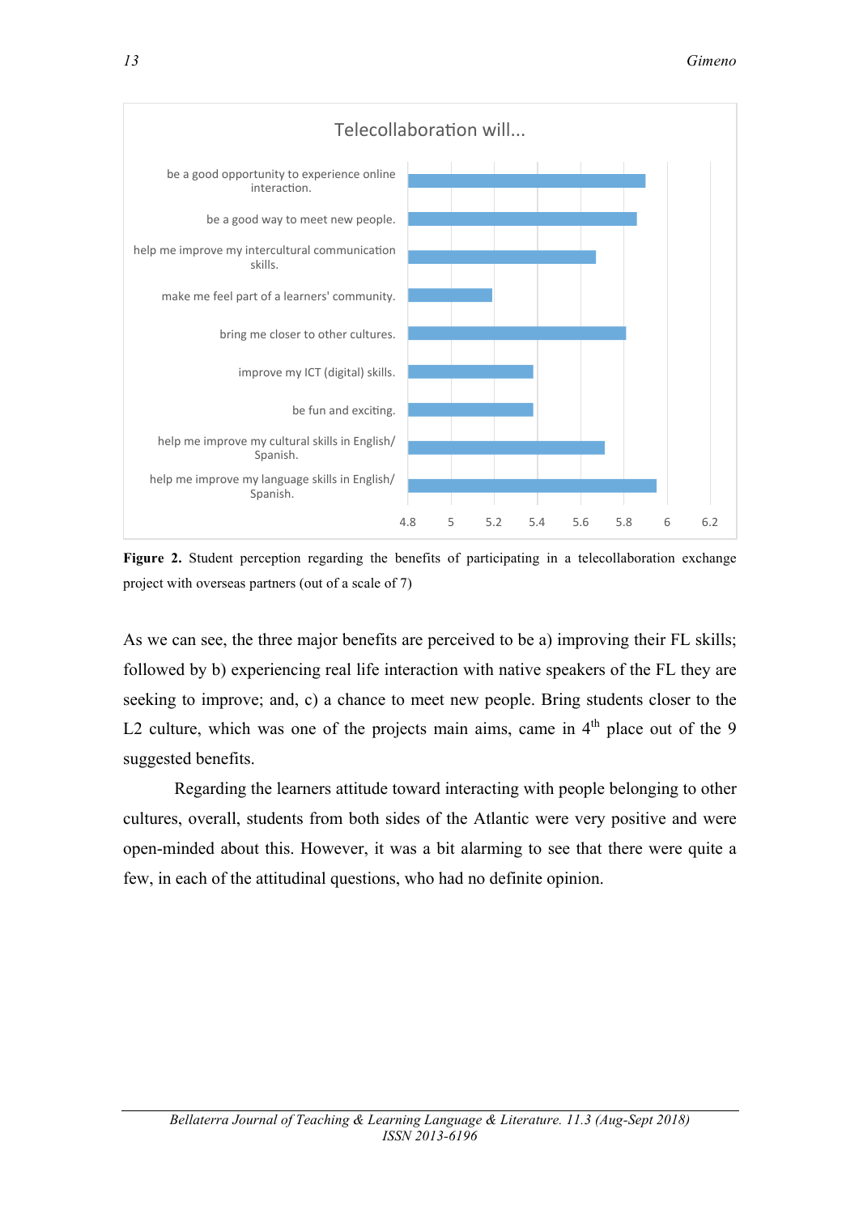**Figure 2.** Student perception regarding the benefits of participating in a telecollaboration exchange project with overseas partners (out of a scale of 7)

As we can see, the three major benefits are perceived to be a) improving their FL skills; followed by b) experiencing real life interaction with native speakers of the FL they are seeking to improve; and, c) a chance to meet new people. Bring students closer to the L2 culture, which was one of the projects main aims, came in 4th place out of the 9 suggested benefits.

Regarding the learners attitude toward interacting with people belonging to other cultures, overall, students from both sides of the Atlantic were very positive and were open-minded about this. However, it was a bit alarming to see that there were quite a few, in each of the attitudinal questions, who had no definite opinion.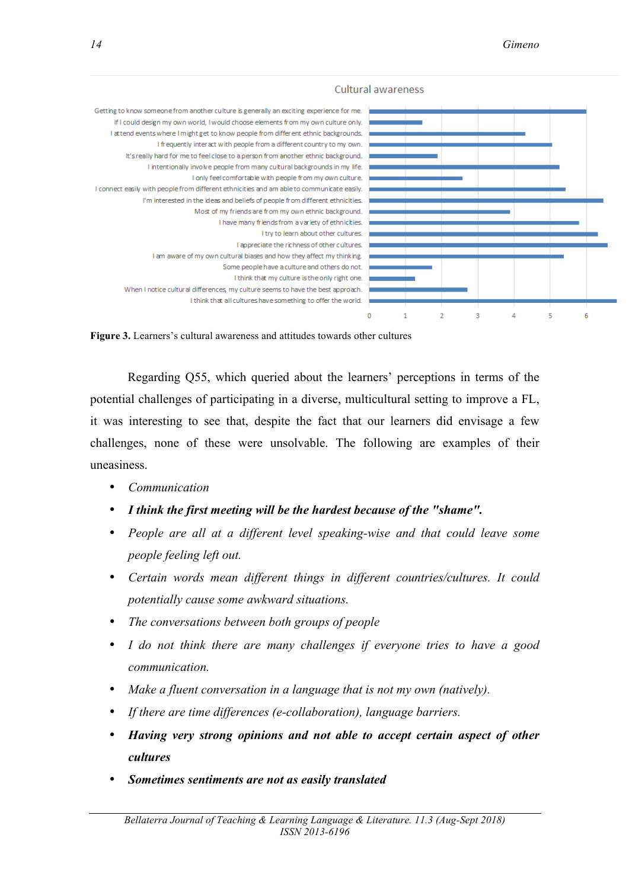Cultural awareness

| Statement | Value |
|---|---|
| Getting to know someone from another culture is generally an exciting experience for me. | |
| If I could design my own world, I would choose elements from my own culture only. | |
| I attend events where I might get to know people from different ethnic backgrounds. | |
| I frequently interact with people from a different country to my own. | |
| It's really hard for me to feel close to a person from another ethnic background. | |
| I intentionally involve people from many cultural backgrounds in my life. | |
| I only feel comfortable with people from my own culture. | |
| I connect easily with people from different ethnicities and am able to communicate easily. | |
| I'm interested in the ideas and beliefs of people from different ethnicities. | |
| Most of my friends are from my own ethnic background. | |
| I have many friends from a variety of ethnicities. | |
| I try to learn about other cultures. | |
| I appreciate the richness of other cultures. | |
| I am aware of my own cultural biases and how they affect my thinking. | |
| Some people have a culture and others do not. | |
| I think that my culture is the only right one. | |
| When I notice cultural differences, my culture seems to have the best approach. | |
| I think that all cultures have something to offer the world. | |

**Figure 3.** Learners's cultural awareness and attitudes towards other cultures

Regarding Q55, which queried about the learners' perceptions in terms of the potential challenges of participating in a diverse, multicultural setting to improve a FL, it was interesting to see that, despite the fact that our learners did envisage a few challenges, none of these were unsolvable. The following are examples of their uneasiness.

- *Communication*
- ***I think the first meeting will be the hardest because of the "shame".***
- *People are all at a different level speaking-wise and that could leave some people feeling left out.*
- *Certain words mean different things in different countries/cultures. It could potentially cause some awkward situations.*
- *The conversations between both groups of people*
- *I do not think there are many challenges if everyone tries to have a good communication.*
- *Make a fluent conversation in a language that is not my own (natively).*
- *If there are time differences (e-collaboration), language barriers.*
- ***Having very strong opinions and not able to accept certain aspect of other cultures***
- ***Sometimes sentiments are not as easily translated***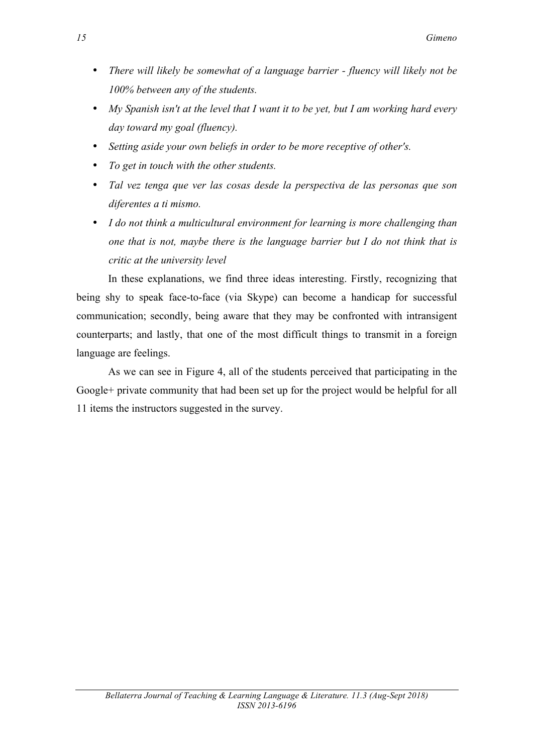- *There will likely be somewhat of a language barrier - fluency will likely not be 100% between any of the students.*
- *My Spanish isn't at the level that I want it to be yet, but I am working hard every day toward my goal (fluency).*
- *Setting aside your own beliefs in order to be more receptive of other's.*
- *To get in touch with the other students.*
- *Tal vez tenga que ver las cosas desde la perspectiva de las personas que son diferentes a ti mismo.*
- *I do not think a multicultural environment for learning is more challenging than one that is not, maybe there is the language barrier but I do not think that is critic at the university level*

In these explanations, we find three ideas interesting. Firstly, recognizing that being shy to speak face-to-face (via Skype) can become a handicap for successful communication; secondly, being aware that they may be confronted with intransigent counterparts; and lastly, that one of the most difficult things to transmit in a foreign language are feelings.

As we can see in Figure 4, all of the students perceived that participating in the Google+ private community that had been set up for the project would be helpful for all 11 items the instructors suggested in the survey.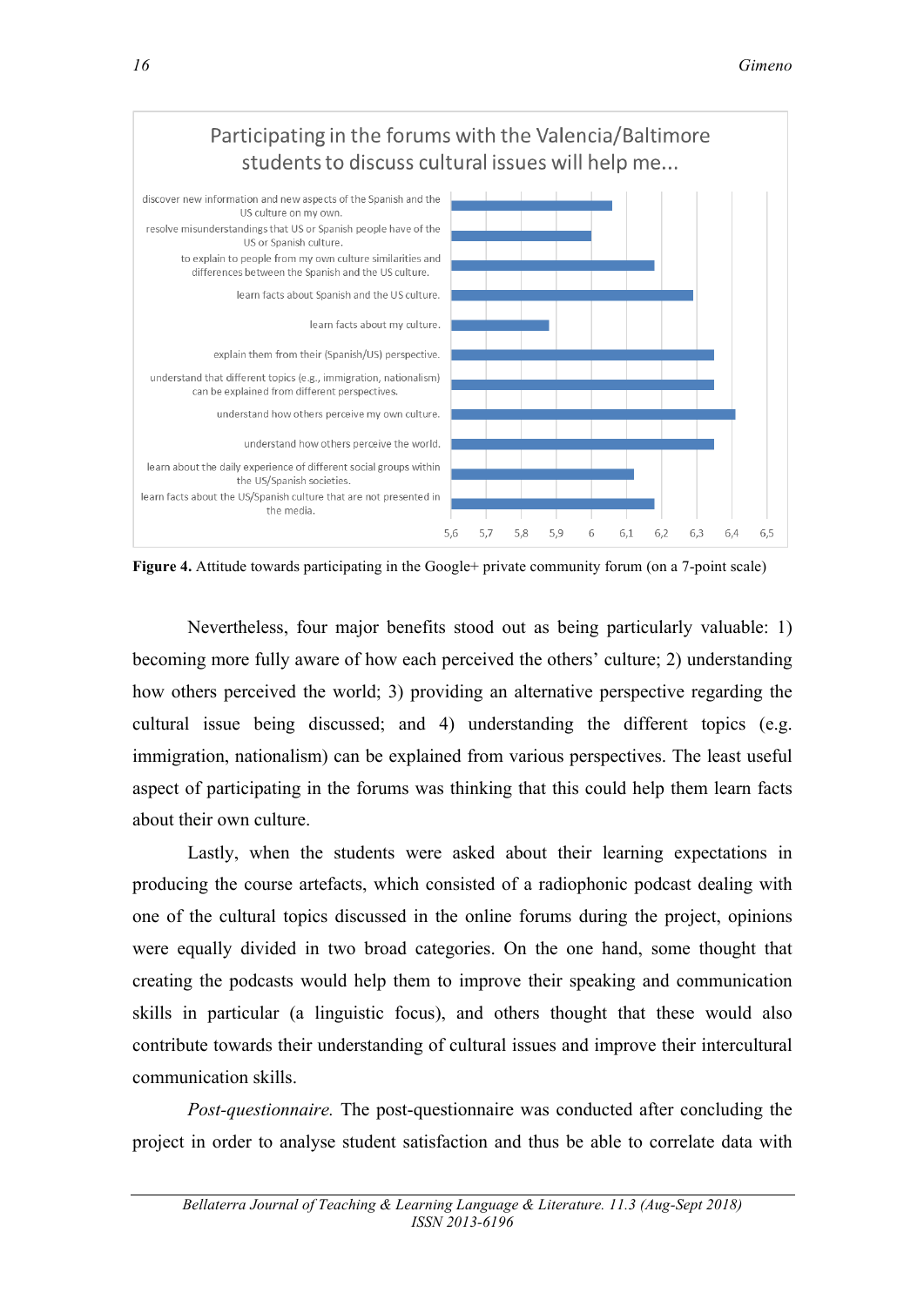Participating in the forums with the Valencia/Baltimore students to discuss cultural issues will help me...

- discover new information and new aspects of the Spanish and the US culture on my own.
- resolve misunderstandings that US or Spanish people have of the US or Spanish culture.
- to explain to people from my own culture similarities and differences between the Spanish and the US culture.
- learn facts about Spanish and the US culture.
- learn facts about my culture.
- explain them from their (Spanish/US) perspective.
- understand that different topics (e.g., immigration, nationalism) can be explained from different perspectives.
- understand how others perceive my own culture.
- understand how others perceive the world.
- learn about the daily experience of different social groups within the US/Spanish societies.
- learn facts about the US/Spanish culture that are not presented in the media.

5,6 5,7 5,8 5,9 6 6,1 6,2 6,3 6,4 6,5

**Figure 4.** Attitude towards participating in the Google+ private community forum (on a 7-point scale)

Nevertheless, four major benefits stood out as being particularly valuable: 1) becoming more fully aware of how each perceived the others' culture; 2) understanding how others perceived the world; 3) providing an alternative perspective regarding the cultural issue being discussed; and 4) understanding the different topics (e.g. immigration, nationalism) can be explained from various perspectives. The least useful aspect of participating in the forums was thinking that this could help them learn facts about their own culture.

Lastly, when the students were asked about their learning expectations in producing the course artefacts, which consisted of a radiophonic podcast dealing with one of the cultural topics discussed in the online forums during the project, opinions were equally divided in two broad categories. On the one hand, some thought that creating the podcasts would help them to improve their speaking and communication skills in particular (a linguistic focus), and others thought that these would also contribute towards their understanding of cultural issues and improve their intercultural communication skills.

*Post-questionnaire.* The post-questionnaire was conducted after concluding the project in order to analyse student satisfaction and thus be able to correlate data with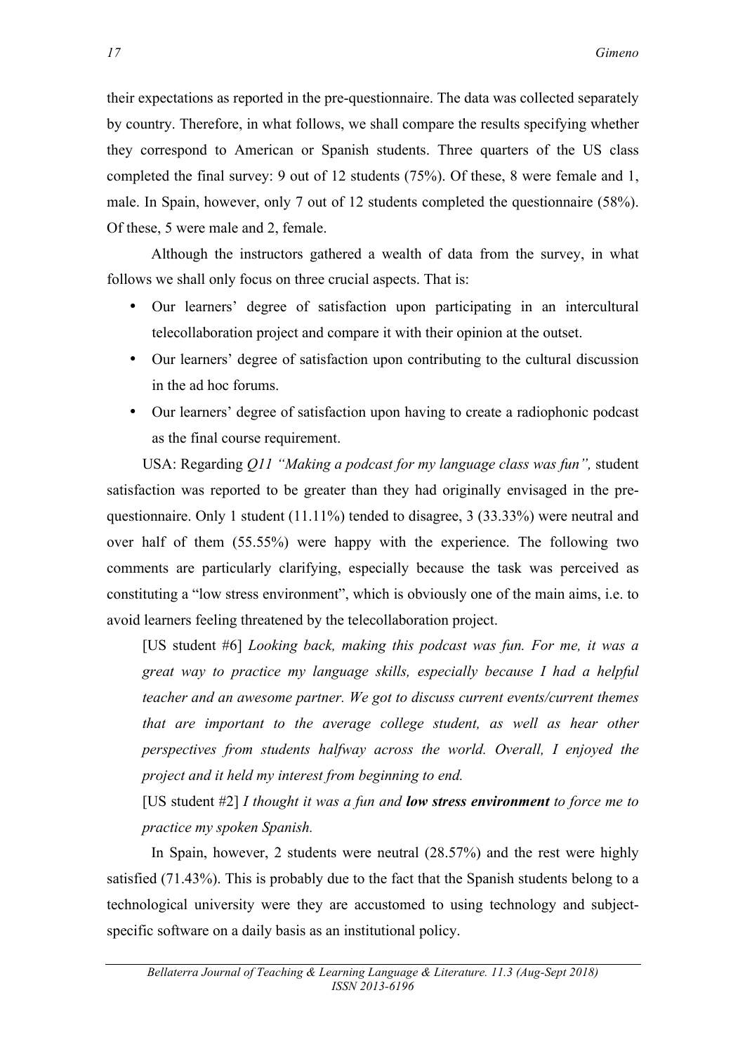their expectations as reported in the pre-questionnaire. The data was collected separately by country. Therefore, in what follows, we shall compare the results specifying whether they correspond to American or Spanish students. Three quarters of the US class completed the final survey: 9 out of 12 students (75%). Of these, 8 were female and 1, male. In Spain, however, only 7 out of 12 students completed the questionnaire (58%). Of these, 5 were male and 2, female.

Although the instructors gathered a wealth of data from the survey, in what follows we shall only focus on three crucial aspects. That is:

- Our learners' degree of satisfaction upon participating in an intercultural telecollaboration project and compare it with their opinion at the outset.
- Our learners' degree of satisfaction upon contributing to the cultural discussion in the ad hoc forums.
- Our learners' degree of satisfaction upon having to create a radiophonic podcast as the final course requirement.

USA: Regarding *Q11 "Making a podcast for my language class was fun",* student satisfaction was reported to be greater than they had originally envisaged in the pre-questionnaire. Only 1 student (11.11%) tended to disagree, 3 (33.33%) were neutral and over half of them (55.55%) were happy with the experience. The following two comments are particularly clarifying, especially because the task was perceived as constituting a "low stress environment", which is obviously one of the main aims, i.e. to avoid learners feeling threatened by the telecollaboration project.

[US student #6] *Looking back, making this podcast was fun. For me, it was a great way to practice my language skills, especially because I had a helpful teacher and an awesome partner. We got to discuss current events/current themes that are important to the average college student, as well as hear other perspectives from students halfway across the world. Overall, I enjoyed the project and it held my interest from beginning to end.*

[US student #2] *I thought it was a fun and* ***low stress environment*** *to force me to practice my spoken Spanish.*

In Spain, however, 2 students were neutral (28.57%) and the rest were highly satisfied (71.43%). This is probably due to the fact that the Spanish students belong to a technological university were they are accustomed to using technology and subject-specific software on a daily basis as an institutional policy.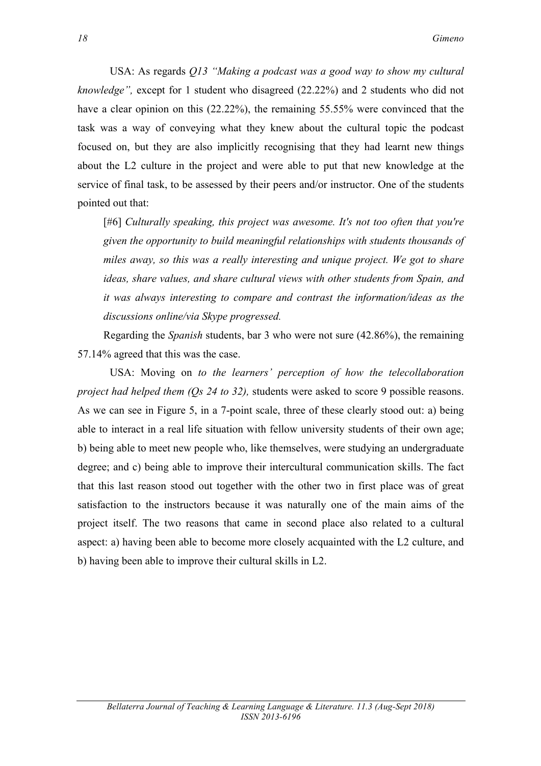USA: As regards *Q13 "Making a podcast was a good way to show my cultural knowledge",* except for 1 student who disagreed (22.22%) and 2 students who did not have a clear opinion on this (22.22%), the remaining 55.55% were convinced that the task was a way of conveying what they knew about the cultural topic the podcast focused on, but they are also implicitly recognising that they had learnt new things about the L2 culture in the project and were able to put that new knowledge at the service of final task, to be assessed by their peers and/or instructor. One of the students pointed out that:

> [#6] *Culturally speaking, this project was awesome. It's not too often that you're given the opportunity to build meaningful relationships with students thousands of miles away, so this was a really interesting and unique project. We got to share ideas, share values, and share cultural views with other students from Spain, and it was always interesting to compare and contrast the information/ideas as the discussions online/via Skype progressed.*

Regarding the *Spanish* students, bar 3 who were not sure (42.86%), the remaining 57.14% agreed that this was the case.

USA: Moving on *to the learners' perception of how the telecollaboration project had helped them (Qs 24 to 32),* students were asked to score 9 possible reasons. As we can see in Figure 5, in a 7-point scale, three of these clearly stood out: a) being able to interact in a real life situation with fellow university students of their own age; b) being able to meet new people who, like themselves, were studying an undergraduate degree; and c) being able to improve their intercultural communication skills. The fact that this last reason stood out together with the other two in first place was of great satisfaction to the instructors because it was naturally one of the main aims of the project itself. The two reasons that came in second place also related to a cultural aspect: a) having been able to become more closely acquainted with the L2 culture, and b) having been able to improve their cultural skills in L2.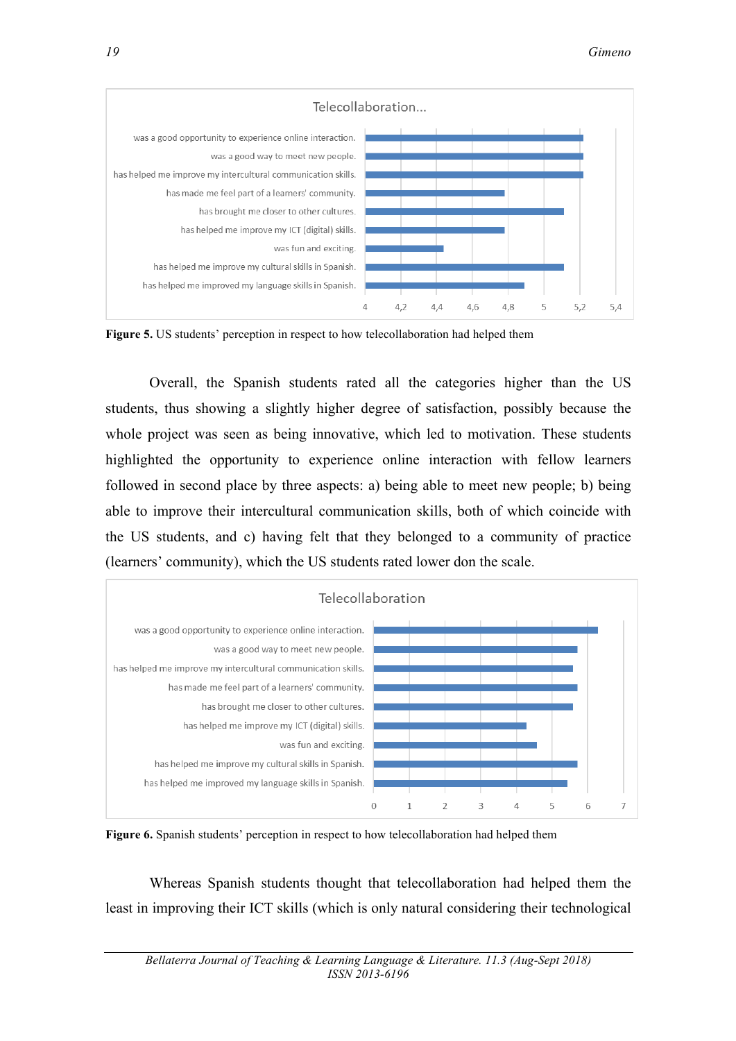Figure 5. US students' perception in respect to how telecollaboration had helped them

Overall, the Spanish students rated all the categories higher than the US students, thus showing a slightly higher degree of satisfaction, possibly because the whole project was seen as being innovative, which led to motivation. These students highlighted the opportunity to experience online interaction with fellow learners followed in second place by three aspects: a) being able to meet new people; b) being able to improve their intercultural communication skills, both of which coincide with the US students, and c) having felt that they belonged to a community of practice (learners' community), which the US students rated lower don the scale.

**Figure 6.** Spanish students' perception in respect to how telecollaboration had helped them

Whereas Spanish students thought that telecollaboration had helped them the least in improving their ICT skills (which is only natural considering their technological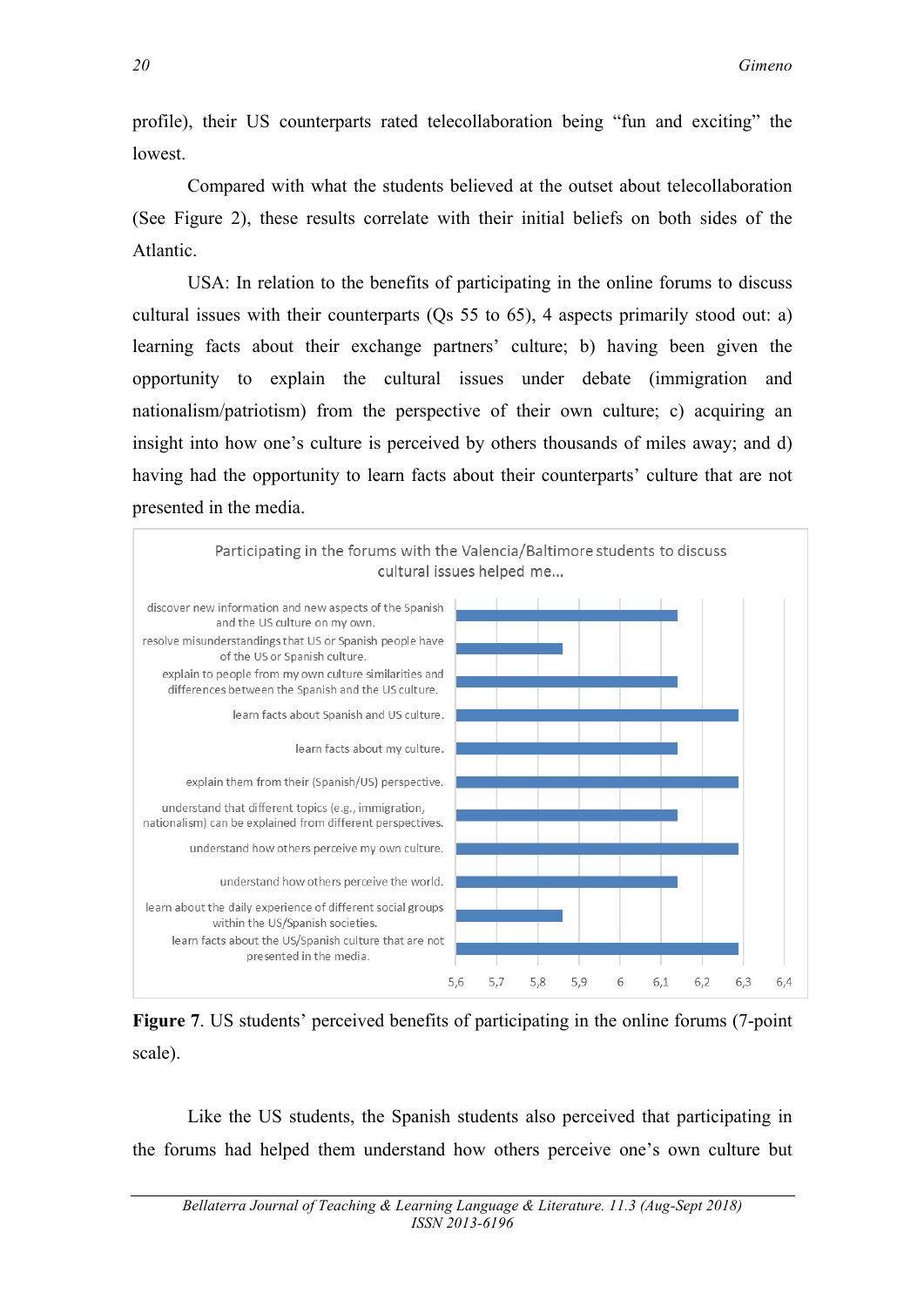profile), their US counterparts rated telecollaboration being "fun and exciting" the lowest.

Compared with what the students believed at the outset about telecollaboration (See Figure 2), these results correlate with their initial beliefs on both sides of the Atlantic.

USA: In relation to the benefits of participating in the online forums to discuss cultural issues with their counterparts (Qs 55 to 65), 4 aspects primarily stood out: a) learning facts about their exchange partners' culture; b) having been given the opportunity to explain the cultural issues under debate (immigration and nationalism/patriotism) from the perspective of their own culture; c) acquiring an insight into how one's culture is perceived by others thousands of miles away; and d) having had the opportunity to learn facts about their counterparts' culture that are not presented in the media.

Participating in the forums with the Valencia/Baltimore students to discuss cultural issues helped me...

- discover new information and new aspects of the Spanish and the US culture on my own.
- resolve misunderstandings that US or Spanish people have of the US or Spanish culture.
- explain to people from my own culture similarities and differences between the Spanish and the US culture.
- learn facts about Spanish and US culture.
- learn facts about my culture.
- explain them from their (Spanish/US) perspective.
- understand that different topics (e.g., immigration, nationalism) can be explained from different perspectives.
- understand how others perceive my own culture.
- understand how others perceive the world.
- learn about the daily experience of different social groups within the US/Spanish societies.
- learn facts about the US/Spanish culture that are not presented in the media.

**Figure 7**. US students' perceived benefits of participating in the online forums (7-point scale).

Like the US students, the Spanish students also perceived that participating in the forums had helped them understand how others perceive one's own culture but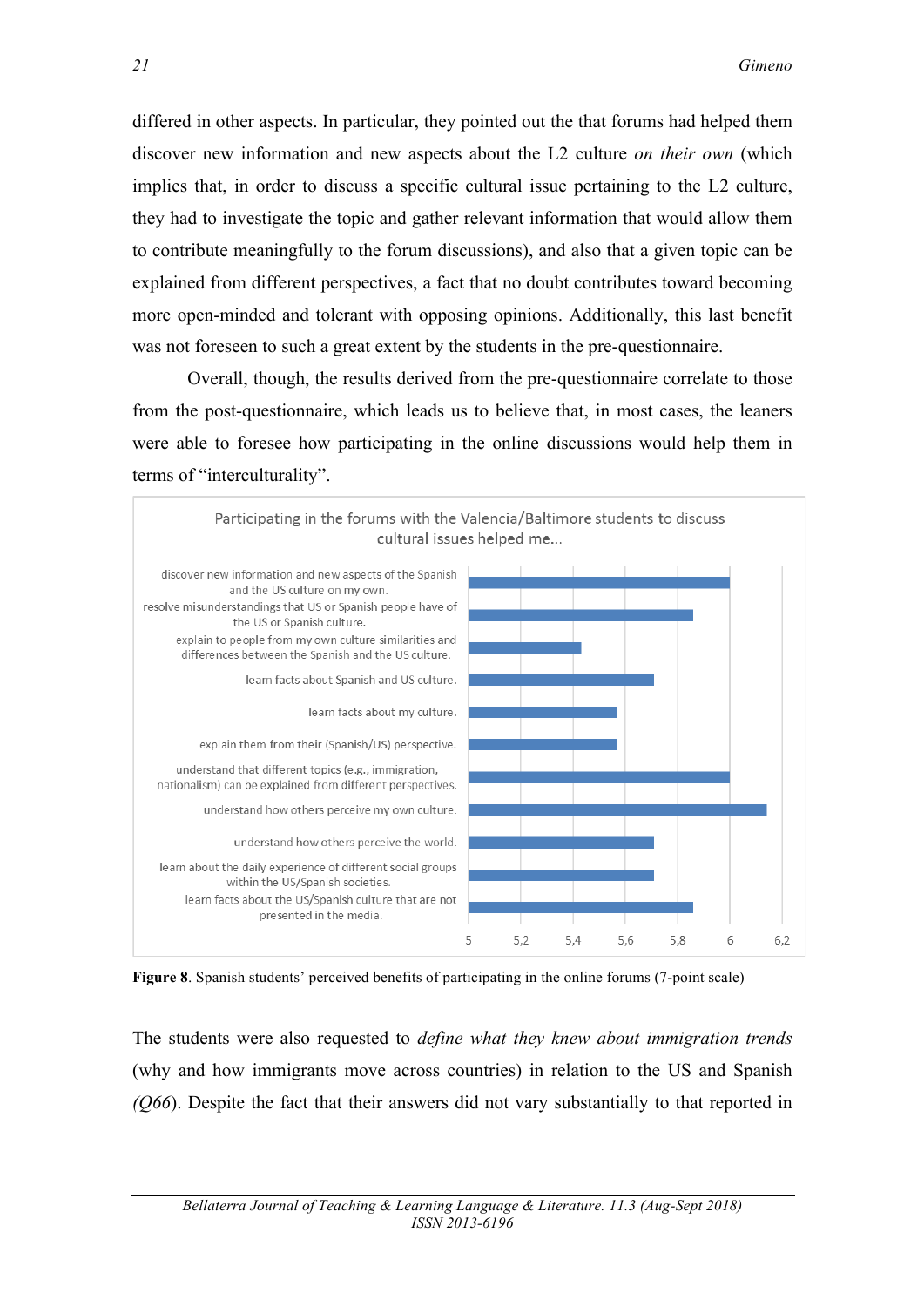differed in other aspects. In particular, they pointed out the that forums had helped them discover new information and new aspects about the L2 culture *on their own* (which implies that, in order to discuss a specific cultural issue pertaining to the L2 culture, they had to investigate the topic and gather relevant information that would allow them to contribute meaningfully to the forum discussions), and also that a given topic can be explained from different perspectives, a fact that no doubt contributes toward becoming more open-minded and tolerant with opposing opinions. Additionally, this last benefit was not foreseen to such a great extent by the students in the pre-questionnaire.

Overall, though, the results derived from the pre-questionnaire correlate to those from the post-questionnaire, which leads us to believe that, in most cases, the leaners were able to foresee how participating in the online discussions would help them in terms of "interculturality".

Participating in the forums with the Valencia/Baltimore students to discuss cultural issues helped me...

- discover new information and new aspects of the Spanish and the US culture on my own.
- resolve misunderstandings that US or Spanish people have of the US or Spanish culture.
- explain to people from my own culture similarities and differences between the Spanish and the US culture.
- learn facts about Spanish and US culture.
- learn facts about my culture.
- explain them from their (Spanish/US) perspective.
- understand that different topics (e.g., immigration, nationalism) can be explained from different perspectives.
- understand how others perceive my own culture.
- understand how others perceive the world.
- learn about the daily experience of different social groups within the US/Spanish societies.
- learn facts about the US/Spanish culture that are not presented in the media.

(Horizontal axis: 5, 5,2, 5,4, 5,6, 5,8, 6, 6,2)

**Figure 8**. Spanish students' perceived benefits of participating in the online forums (7-point scale)

The students were also requested to *define what they knew about immigration trends* (why and how immigrants move across countries) in relation to the US and Spanish *(Q66*). Despite the fact that their answers did not vary substantially to that reported in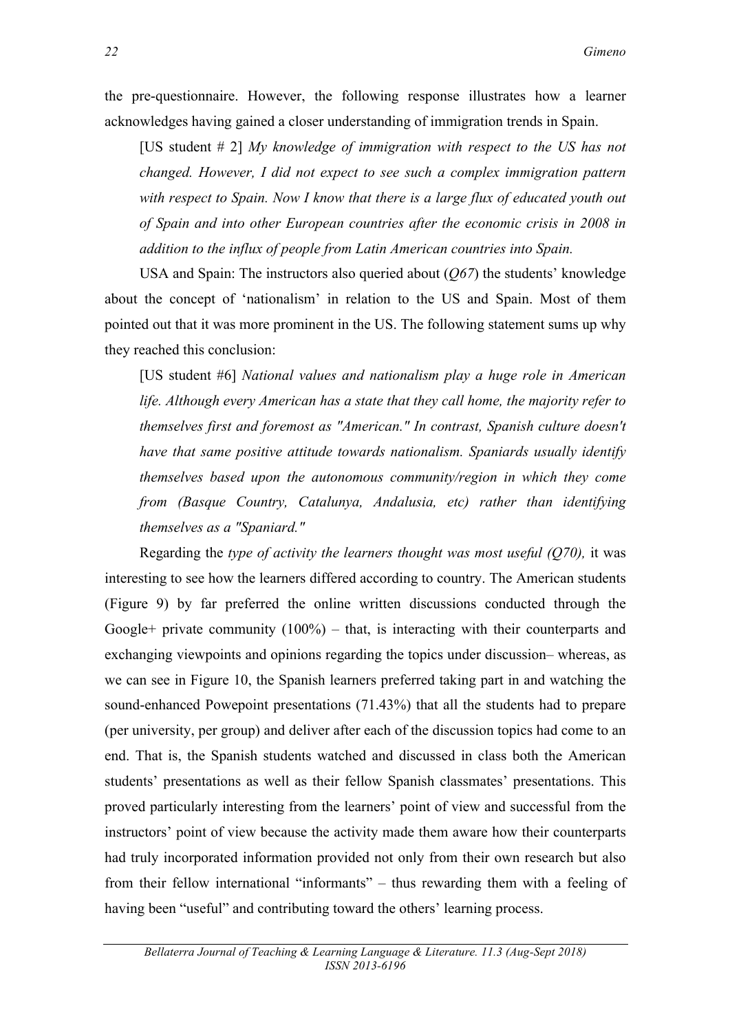the pre-questionnaire. However, the following response illustrates how a learner acknowledges having gained a closer understanding of immigration trends in Spain.

> [US student # 2] *My knowledge of immigration with respect to the US has not changed. However, I did not expect to see such a complex immigration pattern with respect to Spain. Now I know that there is a large flux of educated youth out of Spain and into other European countries after the economic crisis in 2008 in addition to the influx of people from Latin American countries into Spain.*

USA and Spain: The instructors also queried about (*Q67*) the students' knowledge about the concept of 'nationalism' in relation to the US and Spain. Most of them pointed out that it was more prominent in the US. The following statement sums up why they reached this conclusion:

> [US student #6] *National values and nationalism play a huge role in American life. Although every American has a state that they call home, the majority refer to themselves first and foremost as "American." In contrast, Spanish culture doesn't have that same positive attitude towards nationalism. Spaniards usually identify themselves based upon the autonomous community/region in which they come from (Basque Country, Catalunya, Andalusia, etc) rather than identifying themselves as a "Spaniard."*

Regarding the *type of activity the learners thought was most useful (Q70),* it was interesting to see how the learners differed according to country. The American students (Figure 9) by far preferred the online written discussions conducted through the Google+ private community (100%) – that, is interacting with their counterparts and exchanging viewpoints and opinions regarding the topics under discussion– whereas, as we can see in Figure 10, the Spanish learners preferred taking part in and watching the sound-enhanced Powepoint presentations (71.43%) that all the students had to prepare (per university, per group) and deliver after each of the discussion topics had come to an end. That is, the Spanish students watched and discussed in class both the American students' presentations as well as their fellow Spanish classmates' presentations. This proved particularly interesting from the learners' point of view and successful from the instructors' point of view because the activity made them aware how their counterparts had truly incorporated information provided not only from their own research but also from their fellow international "informants" – thus rewarding them with a feeling of having been "useful" and contributing toward the others' learning process.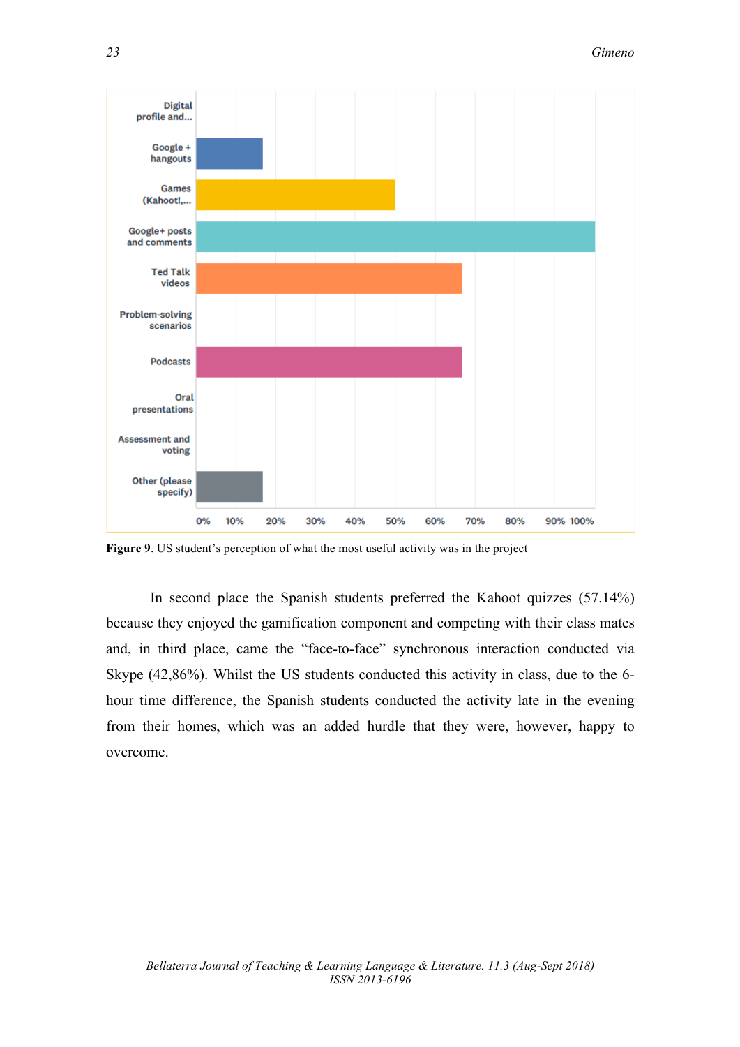**Figure 9**. US student's perception of what the most useful activity was in the project

In second place the Spanish students preferred the Kahoot quizzes (57.14%) because they enjoyed the gamification component and competing with their class mates and, in third place, came the "face-to-face" synchronous interaction conducted via Skype (42,86%). Whilst the US students conducted this activity in class, due to the 6-hour time difference, the Spanish students conducted the activity late in the evening from their homes, which was an added hurdle that they were, however, happy to overcome.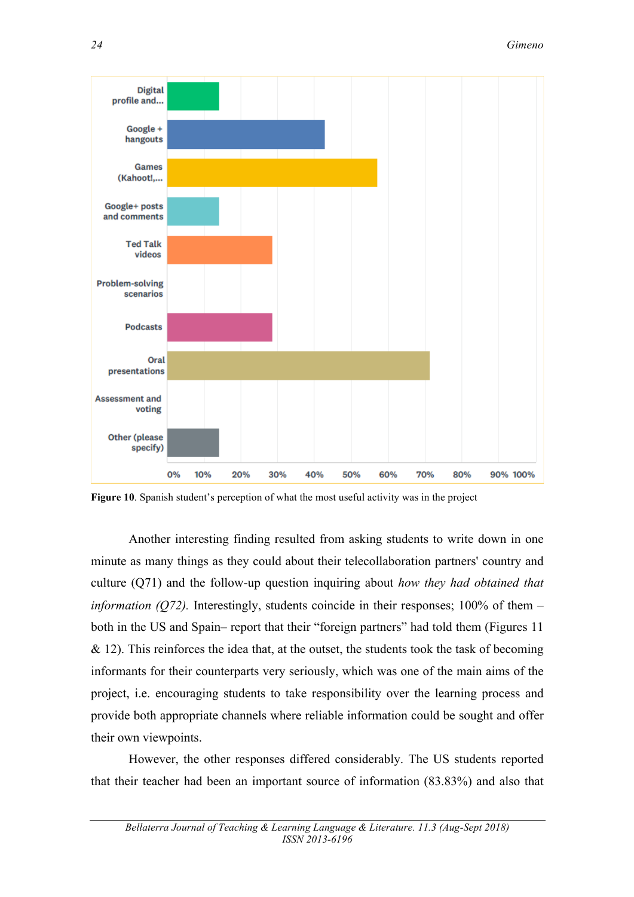**Figure 10**. Spanish student's perception of what the most useful activity was in the project

Another interesting finding resulted from asking students to write down in one minute as many things as they could about their telecollaboration partners' country and culture (Q71) and the follow-up question inquiring about *how they had obtained that information (Q72).* Interestingly, students coincide in their responses; 100% of them – both in the US and Spain– report that their "foreign partners" had told them (Figures 11 & 12). This reinforces the idea that, at the outset, the students took the task of becoming informants for their counterparts very seriously, which was one of the main aims of the project, i.e. encouraging students to take responsibility over the learning process and provide both appropriate channels where reliable information could be sought and offer their own viewpoints.

However, the other responses differed considerably. The US students reported that their teacher had been an important source of information (83.83%) and also that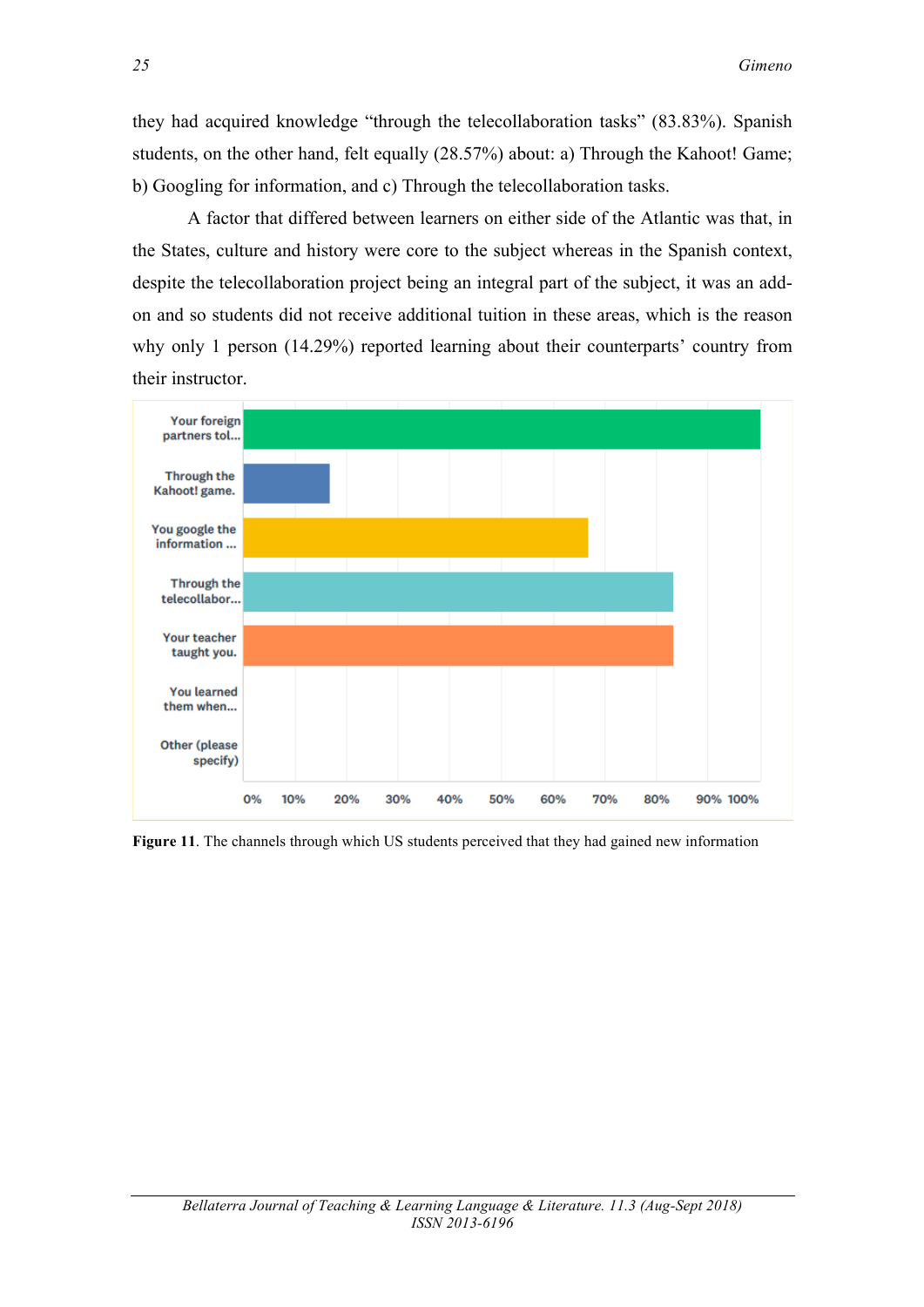they had acquired knowledge "through the telecollaboration tasks" (83.83%). Spanish students, on the other hand, felt equally (28.57%) about: a) Through the Kahoot! Game; b) Googling for information, and c) Through the telecollaboration tasks.

A factor that differed between learners on either side of the Atlantic was that, in the States, culture and history were core to the subject whereas in the Spanish context, despite the telecollaboration project being an integral part of the subject, it was an add-on and so students did not receive additional tuition in these areas, which is the reason why only 1 person (14.29%) reported learning about their counterparts' country from their instructor.

**Figure 11**. The channels through which US students perceived that they had gained new information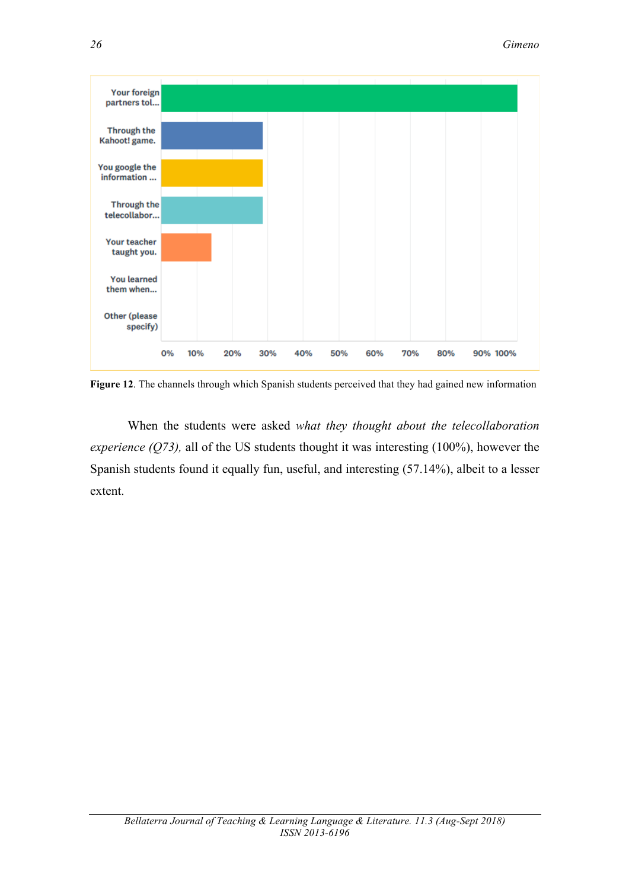**Figure 12**. The channels through which Spanish students perceived that they had gained new information

When the students were asked *what they thought about the telecollaboration experience (Q73),* all of the US students thought it was interesting (100%), however the Spanish students found it equally fun, useful, and interesting (57.14%), albeit to a lesser extent.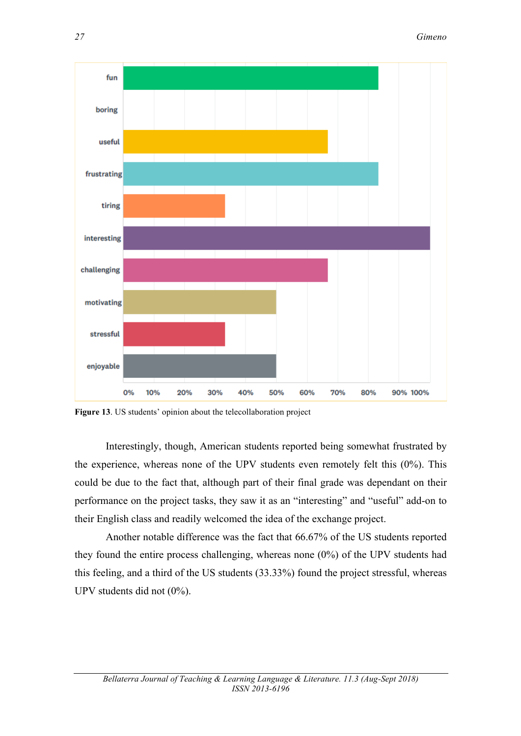**Figure 13**. US students' opinion about the telecollaboration project

Interestingly, though, American students reported being somewhat frustrated by the experience, whereas none of the UPV students even remotely felt this (0%). This could be due to the fact that, although part of their final grade was dependant on their performance on the project tasks, they saw it as an "interesting" and "useful" add-on to their English class and readily welcomed the idea of the exchange project.

Another notable difference was the fact that 66.67% of the US students reported they found the entire process challenging, whereas none (0%) of the UPV students had this feeling, and a third of the US students (33.33%) found the project stressful, whereas UPV students did not (0%).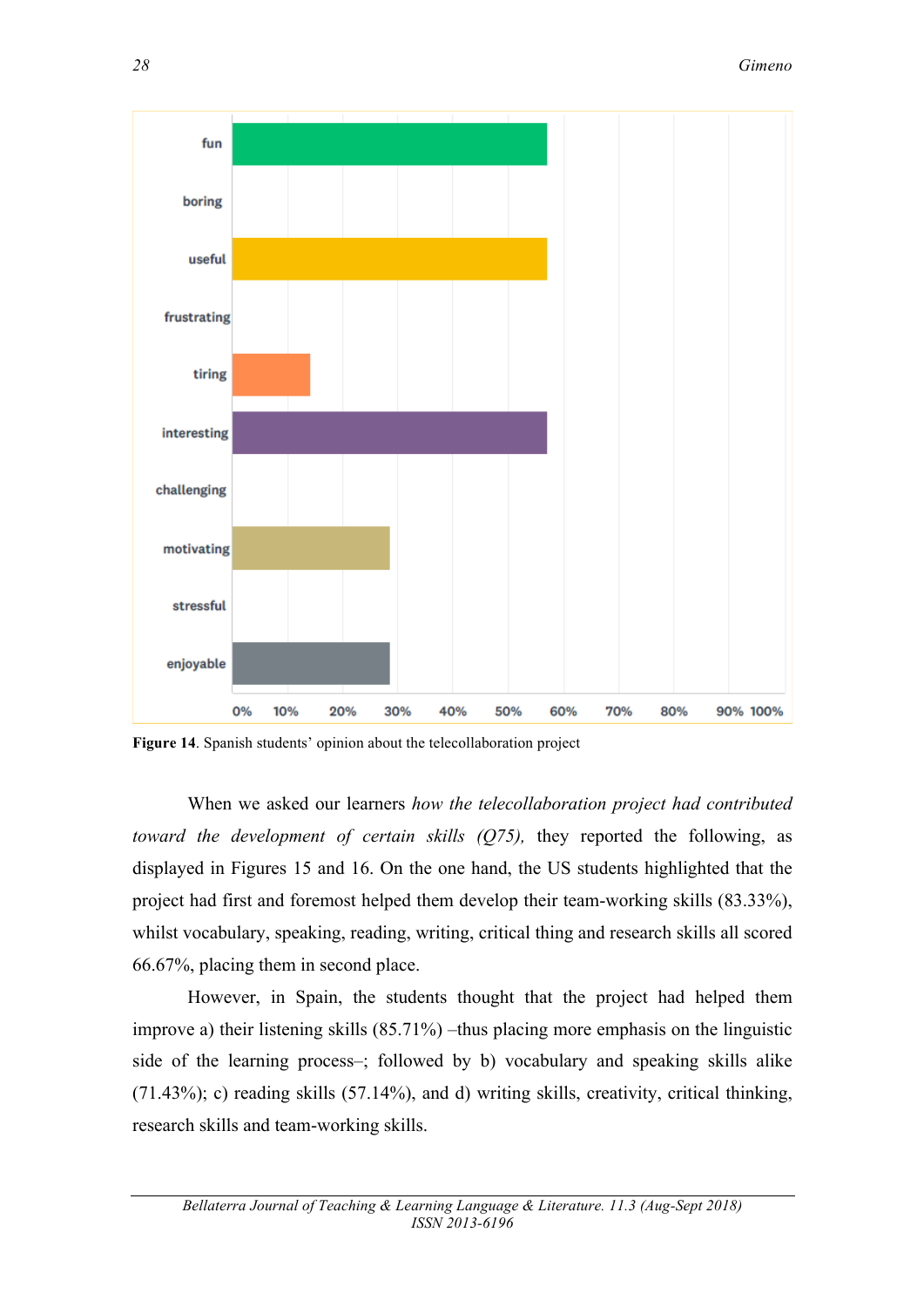**Figure 14**. Spanish students' opinion about the telecollaboration project

When we asked our learners *how the telecollaboration project had contributed toward the development of certain skills (Q75),* they reported the following, as displayed in Figures 15 and 16. On the one hand, the US students highlighted that the project had first and foremost helped them develop their team-working skills (83.33%), whilst vocabulary, speaking, reading, writing, critical thing and research skills all scored 66.67%, placing them in second place.

However, in Spain, the students thought that the project had helped them improve a) their listening skills (85.71%) –thus placing more emphasis on the linguistic side of the learning process–; followed by b) vocabulary and speaking skills alike (71.43%); c) reading skills (57.14%), and d) writing skills, creativity, critical thinking, research skills and team-working skills.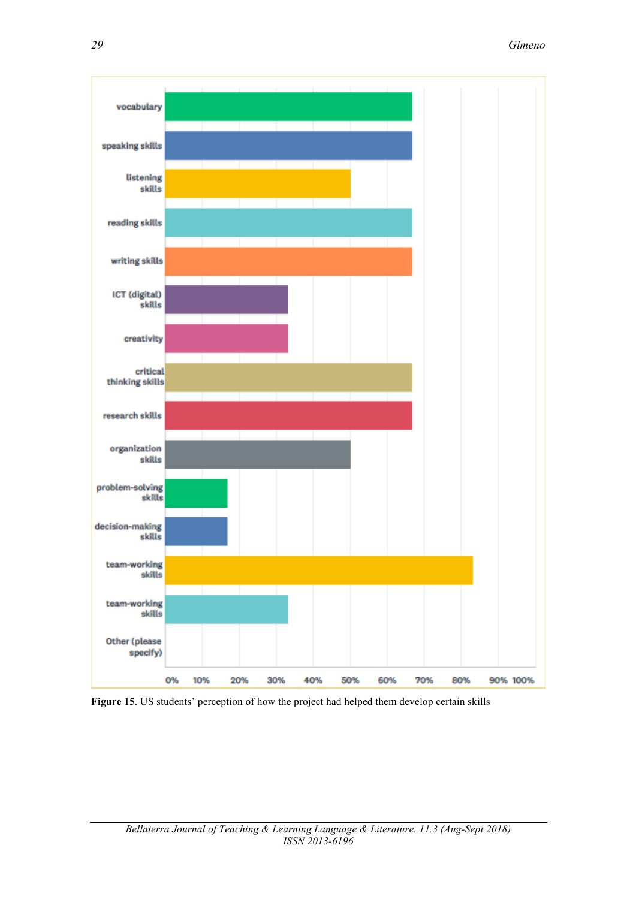| Skill | Percentage |
|---|---|
| vocabulary | ~67% |
| speaking skills | ~67% |
| listening skills | ~50% |
| reading skills | ~67% |
| writing skills | ~67% |
| ICT (digital) skills | ~33% |
| creativity | ~33% |
| critical thinking skills | ~67% |
| research skills | ~67% |
| organization skills | ~50% |
| problem-solving skills | ~17% |
| decision-making skills | ~17% |
| team-working skills | ~83% |
| team-working skills | ~33% |
| Other (please specify) | 0% |

**Figure 15**. US students' perception of how the project had helped them develop certain skills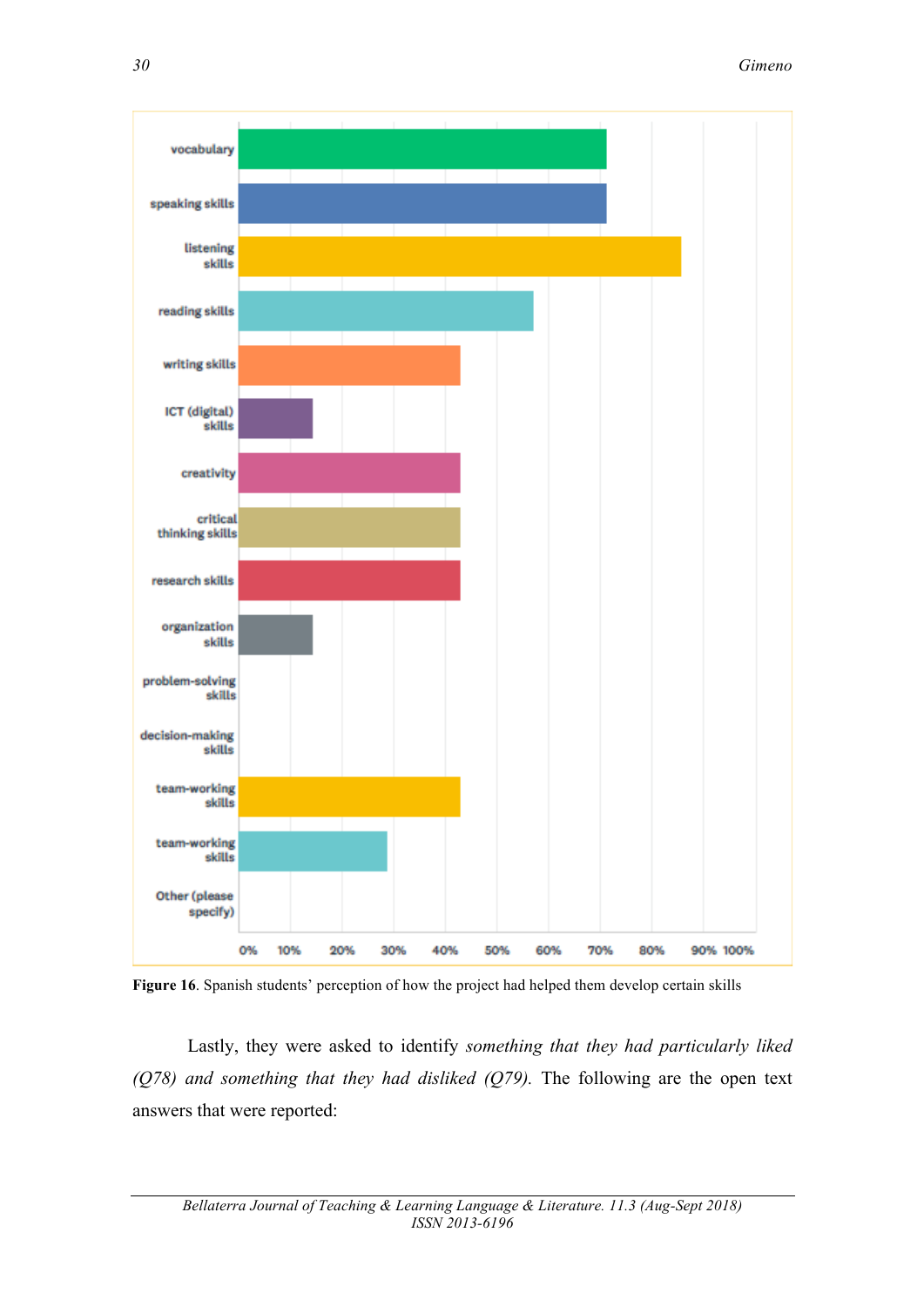**Figure 16**. Spanish students' perception of how the project had helped them develop certain skills

Lastly, they were asked to identify *something that they had particularly liked (Q78) and something that they had disliked (Q79).* The following are the open text answers that were reported: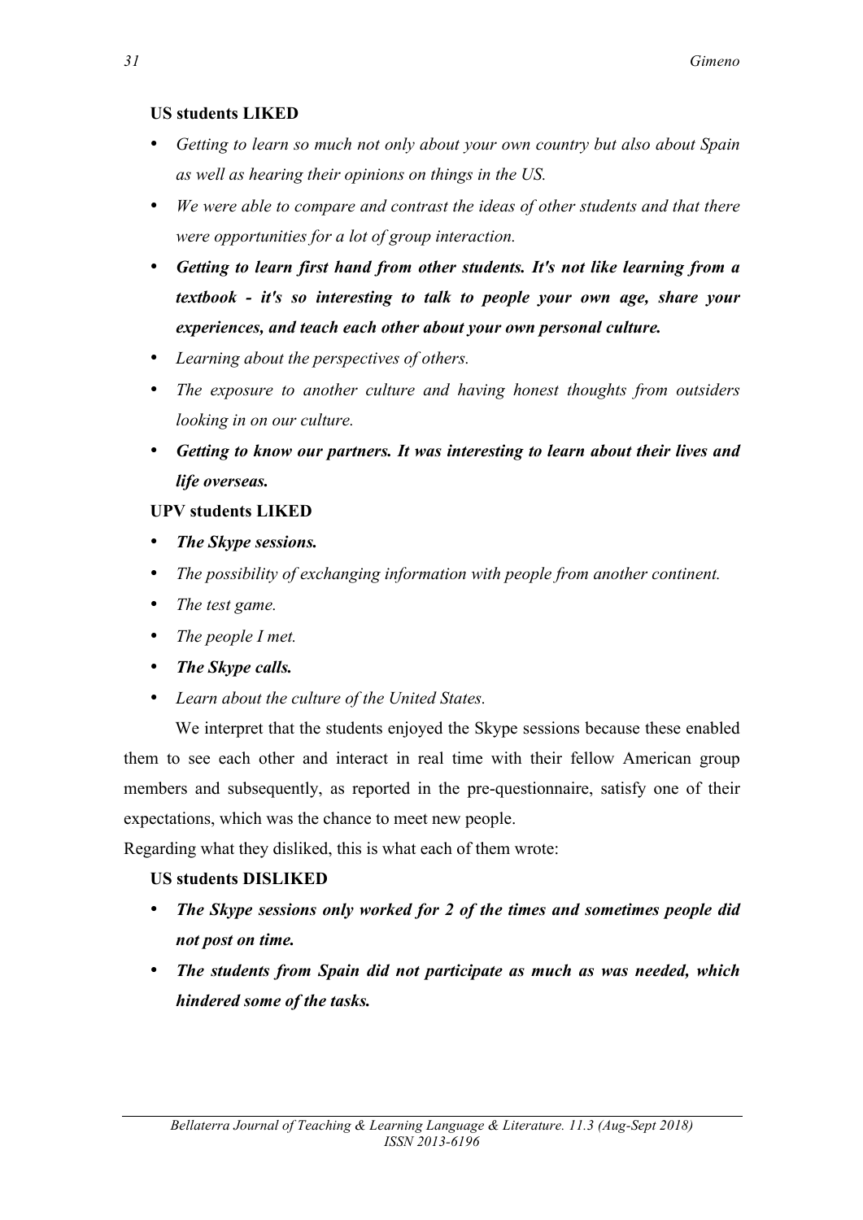**US students LIKED**

- *Getting to learn so much not only about your own country but also about Spain as well as hearing their opinions on things in the US.*
- *We were able to compare and contrast the ideas of other students and that there were opportunities for a lot of group interaction.*
- ***Getting to learn first hand from other students. It's not like learning from a textbook - it's so interesting to talk to people your own age, share your experiences, and teach each other about your own personal culture.***
- *Learning about the perspectives of others.*
- *The exposure to another culture and having honest thoughts from outsiders looking in on our culture.*
- ***Getting to know our partners. It was interesting to learn about their lives and life overseas.***

**UPV students LIKED**

- ***The Skype sessions.***
- *The possibility of exchanging information with people from another continent.*
- *The test game.*
- *The people I met.*
- ***The Skype calls.***
- *Learn about the culture of the United States.*

We interpret that the students enjoyed the Skype sessions because these enabled them to see each other and interact in real time with their fellow American group members and subsequently, as reported in the pre-questionnaire, satisfy one of their expectations, which was the chance to meet new people.

Regarding what they disliked, this is what each of them wrote:

**US students DISLIKED**

- ***The Skype sessions only worked for 2 of the times and sometimes people did not post on time.***
- ***The students from Spain did not participate as much as was needed, which hindered some of the tasks.***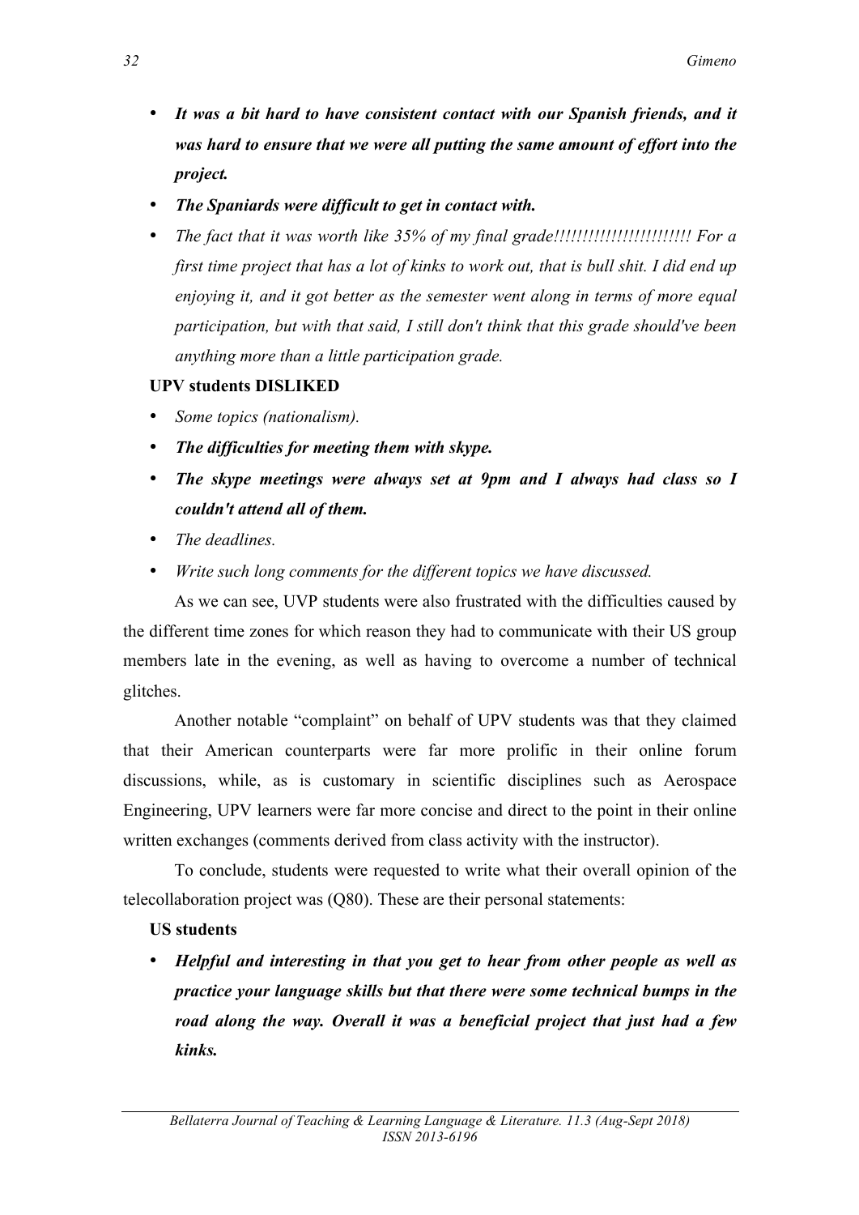- ***It was a bit hard to have consistent contact with our Spanish friends, and it was hard to ensure that we were all putting the same amount of effort into the project.***
- ***The Spaniards were difficult to get in contact with.***
- *The fact that it was worth like 35% of my final grade!!!!!!!!!!!!!!!!!!!!!!!! For a first time project that has a lot of kinks to work out, that is bull shit. I did end up enjoying it, and it got better as the semester went along in terms of more equal participation, but with that said, I still don't think that this grade should've been anything more than a little participation grade.*

**UPV students DISLIKED**

- *Some topics (nationalism).*
- ***The difficulties for meeting them with skype.***
- ***The skype meetings were always set at 9pm and I always had class so I couldn't attend all of them.***
- *The deadlines.*
- *Write such long comments for the different topics we have discussed.*

As we can see, UVP students were also frustrated with the difficulties caused by the different time zones for which reason they had to communicate with their US group members late in the evening, as well as having to overcome a number of technical glitches.

Another notable "complaint" on behalf of UPV students was that they claimed that their American counterparts were far more prolific in their online forum discussions, while, as is customary in scientific disciplines such as Aerospace Engineering, UPV learners were far more concise and direct to the point in their online written exchanges (comments derived from class activity with the instructor).

To conclude, students were requested to write what their overall opinion of the telecollaboration project was (Q80). These are their personal statements:

**US students**

- ***Helpful and interesting in that you get to hear from other people as well as practice your language skills but that there were some technical bumps in the road along the way. Overall it was a beneficial project that just had a few kinks.***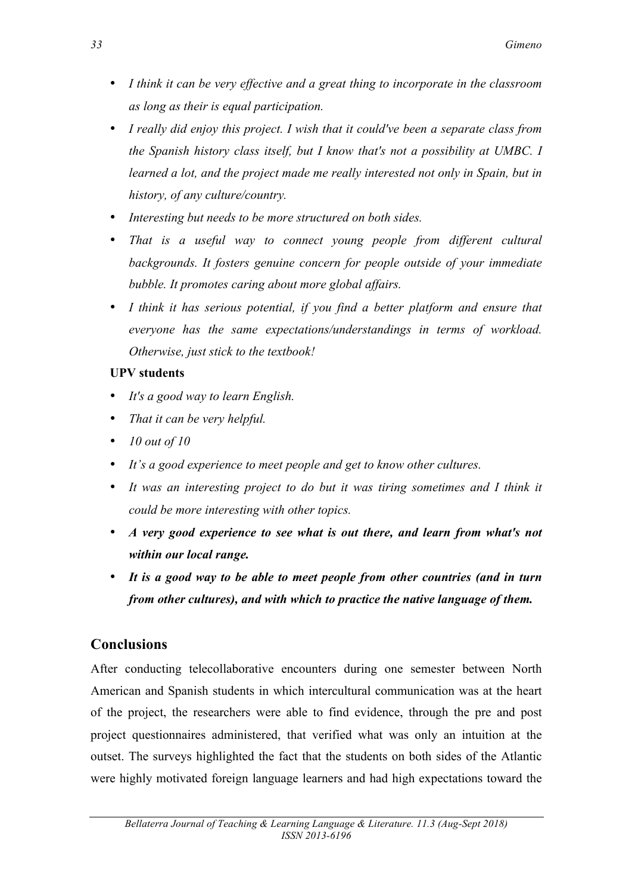- *I think it can be very effective and a great thing to incorporate in the classroom as long as their is equal participation.*
- *I really did enjoy this project. I wish that it could've been a separate class from the Spanish history class itself, but I know that's not a possibility at UMBC. I learned a lot, and the project made me really interested not only in Spain, but in history, of any culture/country.*
- *Interesting but needs to be more structured on both sides.*
- *That is a useful way to connect young people from different cultural backgrounds. It fosters genuine concern for people outside of your immediate bubble. It promotes caring about more global affairs.*
- *I think it has serious potential, if you find a better platform and ensure that everyone has the same expectations/understandings in terms of workload. Otherwise, just stick to the textbook!*

**UPV students**

- *It's a good way to learn English.*
- *That it can be very helpful.*
- *10 out of 10*
- *It's a good experience to meet people and get to know other cultures.*
- *It was an interesting project to do but it was tiring sometimes and I think it could be more interesting with other topics.*
- ***A very good experience to see what is out there, and learn from what's not within our local range.***
- ***It is a good way to be able to meet people from other countries (and in turn from other cultures), and with which to practice the native language of them.***

## Conclusions

After conducting telecollaborative encounters during one semester between North American and Spanish students in which intercultural communication was at the heart of the project, the researchers were able to find evidence, through the pre and post project questionnaires administered, that verified what was only an intuition at the outset. The surveys highlighted the fact that the students on both sides of the Atlantic were highly motivated foreign language learners and had high expectations toward the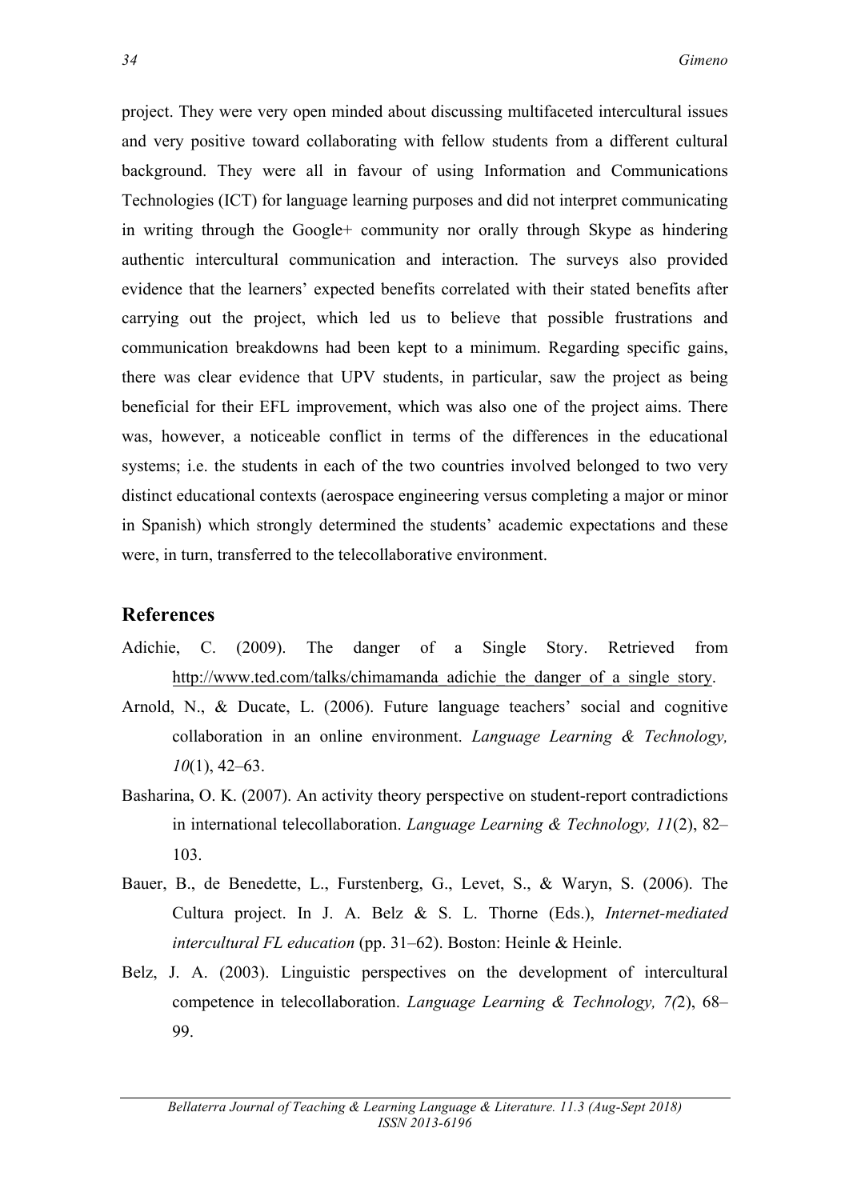project. They were very open minded about discussing multifaceted intercultural issues and very positive toward collaborating with fellow students from a different cultural background. They were all in favour of using Information and Communications Technologies (ICT) for language learning purposes and did not interpret communicating in writing through the Google+ community nor orally through Skype as hindering authentic intercultural communication and interaction. The surveys also provided evidence that the learners' expected benefits correlated with their stated benefits after carrying out the project, which led us to believe that possible frustrations and communication breakdowns had been kept to a minimum. Regarding specific gains, there was clear evidence that UPV students, in particular, saw the project as being beneficial for their EFL improvement, which was also one of the project aims. There was, however, a noticeable conflict in terms of the differences in the educational systems; i.e. the students in each of the two countries involved belonged to two very distinct educational contexts (aerospace engineering versus completing a major or minor in Spanish) which strongly determined the students' academic expectations and these were, in turn, transferred to the telecollaborative environment.

## References

Adichie, C. (2009). The danger of a Single Story. Retrieved from http://www.ted.com/talks/chimamanda_adichie_the_danger_of_a_single_story.

Arnold, N., & Ducate, L. (2006). Future language teachers' social and cognitive collaboration in an online environment. *Language Learning & Technology, 10*(1), 42–63.

Basharina, O. K. (2007). An activity theory perspective on student-report contradictions in international telecollaboration. *Language Learning & Technology, 11*(2), 82–103.

Bauer, B., de Benedette, L., Furstenberg, G., Levet, S., & Waryn, S. (2006). The Cultura project. In J. A. Belz & S. L. Thorne (Eds.), *Internet-mediated intercultural FL education* (pp. 31–62). Boston: Heinle & Heinle.

Belz, J. A. (2003). Linguistic perspectives on the development of intercultural competence in telecollaboration. *Language Learning & Technology, 7(*2), 68–99.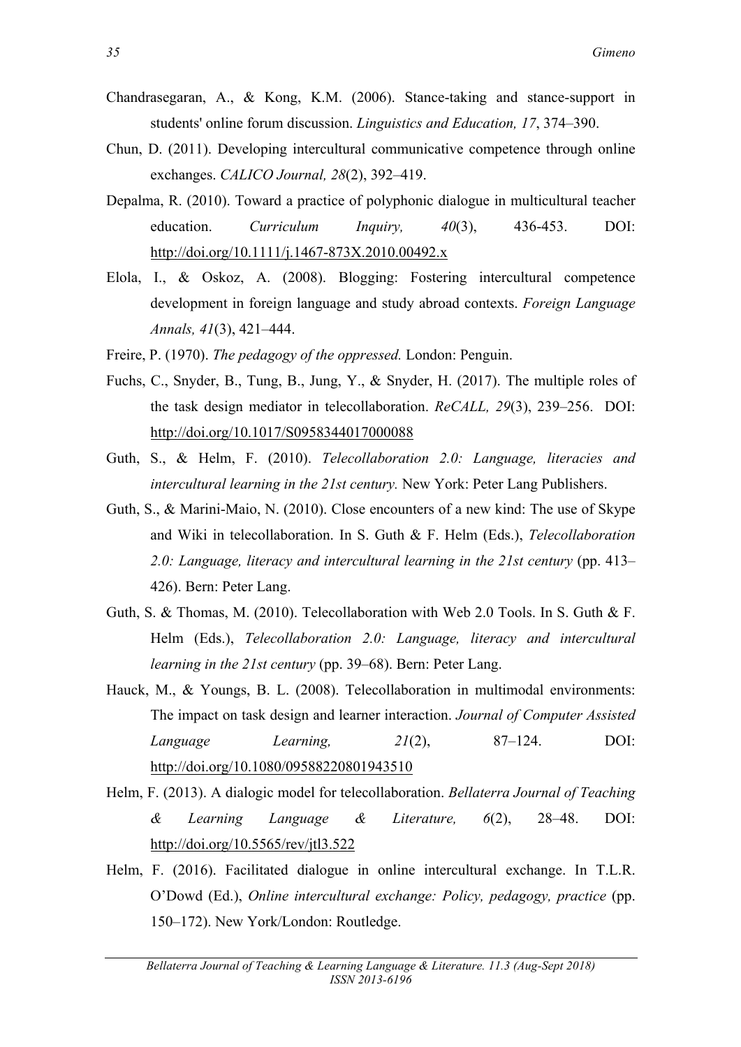Chandrasegaran, A., & Kong, K.M. (2006). Stance-taking and stance-support in students' online forum discussion. *Linguistics and Education, 17*, 374–390.

Chun, D. (2011). Developing intercultural communicative competence through online exchanges. *CALICO Journal, 28*(2), 392–419.

Depalma, R. (2010). Toward a practice of polyphonic dialogue in multicultural teacher education. *Curriculum Inquiry, 40*(3), 436-453. DOI: http://doi.org/10.1111/j.1467-873X.2010.00492.x

Elola, I., & Oskoz, A. (2008). Blogging: Fostering intercultural competence development in foreign language and study abroad contexts. *Foreign Language Annals, 41*(3), 421–444.

Freire, P. (1970). *The pedagogy of the oppressed.* London: Penguin.

Fuchs, C., Snyder, B., Tung, B., Jung, Y., & Snyder, H. (2017). The multiple roles of the task design mediator in telecollaboration. *ReCALL, 29*(3), 239–256. DOI: http://doi.org/10.1017/S0958344017000088

Guth, S., & Helm, F. (2010). *Telecollaboration 2.0: Language, literacies and intercultural learning in the 21st century.* New York: Peter Lang Publishers.

Guth, S., & Marini-Maio, N. (2010). Close encounters of a new kind: The use of Skype and Wiki in telecollaboration. In S. Guth & F. Helm (Eds.), *Telecollaboration 2.0: Language, literacy and intercultural learning in the 21st century* (pp. 413–426). Bern: Peter Lang.

Guth, S. & Thomas, M. (2010). Telecollaboration with Web 2.0 Tools. In S. Guth & F. Helm (Eds.), *Telecollaboration 2.0: Language, literacy and intercultural learning in the 21st century* (pp. 39–68). Bern: Peter Lang.

Hauck, M., & Youngs, B. L. (2008). Telecollaboration in multimodal environments: The impact on task design and learner interaction. *Journal of Computer Assisted Language Learning, 21*(2), 87–124. DOI: http://doi.org/10.1080/09588220801943510

Helm, F. (2013). A dialogic model for telecollaboration. *Bellaterra Journal of Teaching & Learning Language & Literature, 6*(2), 28–48. DOI: http://doi.org/10.5565/rev/jtl3.522

Helm, F. (2016). Facilitated dialogue in online intercultural exchange. In T.L.R. O'Dowd (Ed.), *Online intercultural exchange: Policy, pedagogy, practice* (pp. 150–172). New York/London: Routledge.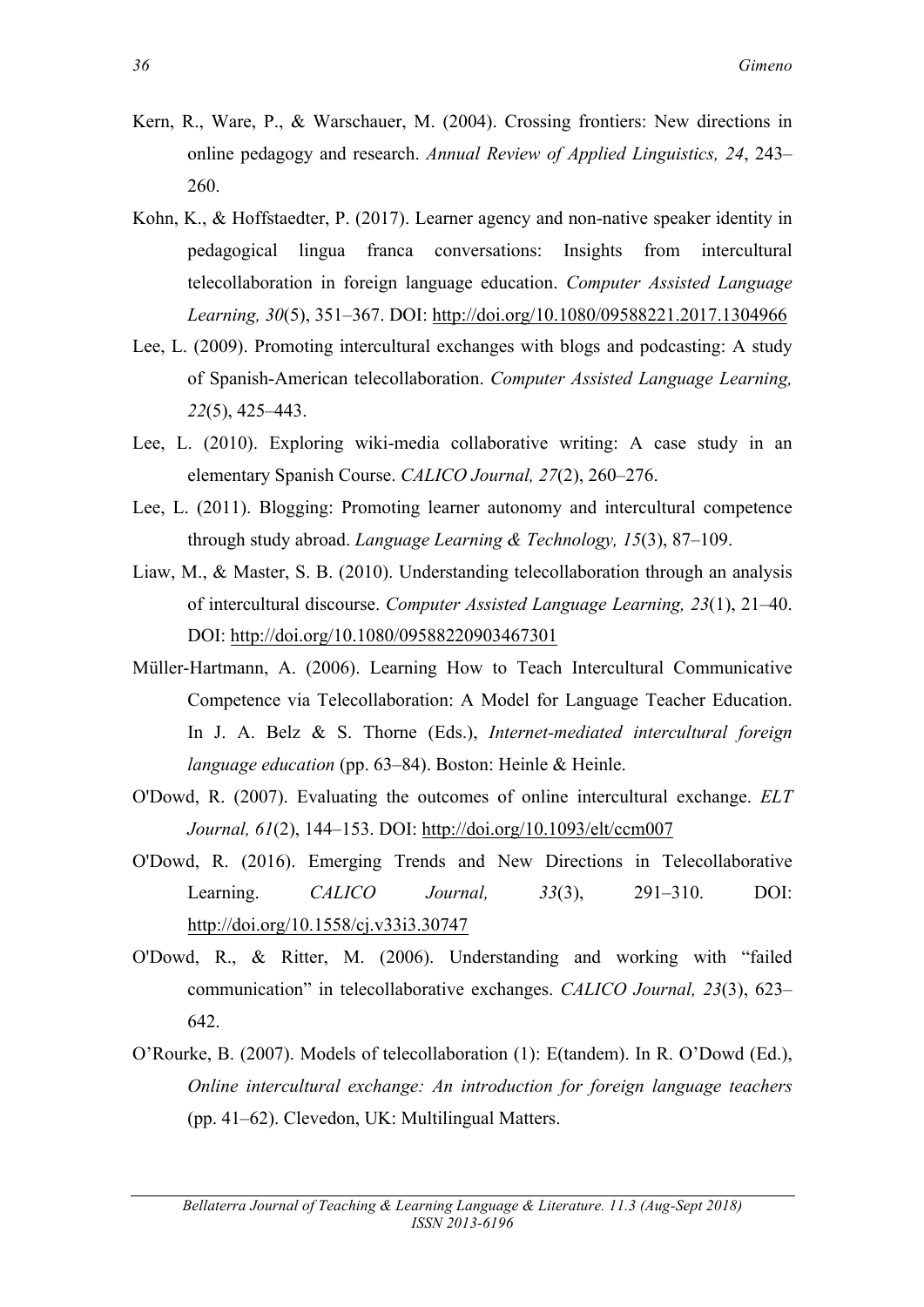Kern, R., Ware, P., & Warschauer, M. (2004). Crossing frontiers: New directions in online pedagogy and research. *Annual Review of Applied Linguistics, 24*, 243–260.

Kohn, K., & Hoffstaedter, P. (2017). Learner agency and non-native speaker identity in pedagogical lingua franca conversations: Insights from intercultural telecollaboration in foreign language education. *Computer Assisted Language Learning, 30*(5), 351–367. DOI: http://doi.org/10.1080/09588221.2017.1304966

Lee, L. (2009). Promoting intercultural exchanges with blogs and podcasting: A study of Spanish-American telecollaboration. *Computer Assisted Language Learning, 22*(5), 425–443.

Lee, L. (2010). Exploring wiki-media collaborative writing: A case study in an elementary Spanish Course. *CALICO Journal, 27*(2), 260–276.

Lee, L. (2011). Blogging: Promoting learner autonomy and intercultural competence through study abroad. *Language Learning & Technology, 15*(3), 87–109.

Liaw, M., & Master, S. B. (2010). Understanding telecollaboration through an analysis of intercultural discourse. *Computer Assisted Language Learning, 23*(1), 21–40. DOI: http://doi.org/10.1080/09588220903467301

Müller-Hartmann, A. (2006). Learning How to Teach Intercultural Communicative Competence via Telecollaboration: A Model for Language Teacher Education. In J. A. Belz & S. Thorne (Eds.), *Internet-mediated intercultural foreign language education* (pp. 63–84). Boston: Heinle & Heinle.

O'Dowd, R. (2007). Evaluating the outcomes of online intercultural exchange. *ELT Journal, 61*(2), 144–153. DOI: http://doi.org/10.1093/elt/ccm007

O'Dowd, R. (2016). Emerging Trends and New Directions in Telecollaborative Learning. *CALICO Journal, 33*(3), 291–310. DOI: http://doi.org/10.1558/cj.v33i3.30747

O'Dowd, R., & Ritter, M. (2006). Understanding and working with "failed communication" in telecollaborative exchanges. *CALICO Journal, 23*(3), 623–642.

O'Rourke, B. (2007). Models of telecollaboration (1): E(tandem). In R. O'Dowd (Ed.), *Online intercultural exchange: An introduction for foreign language teachers* (pp. 41–62). Clevedon, UK: Multilingual Matters.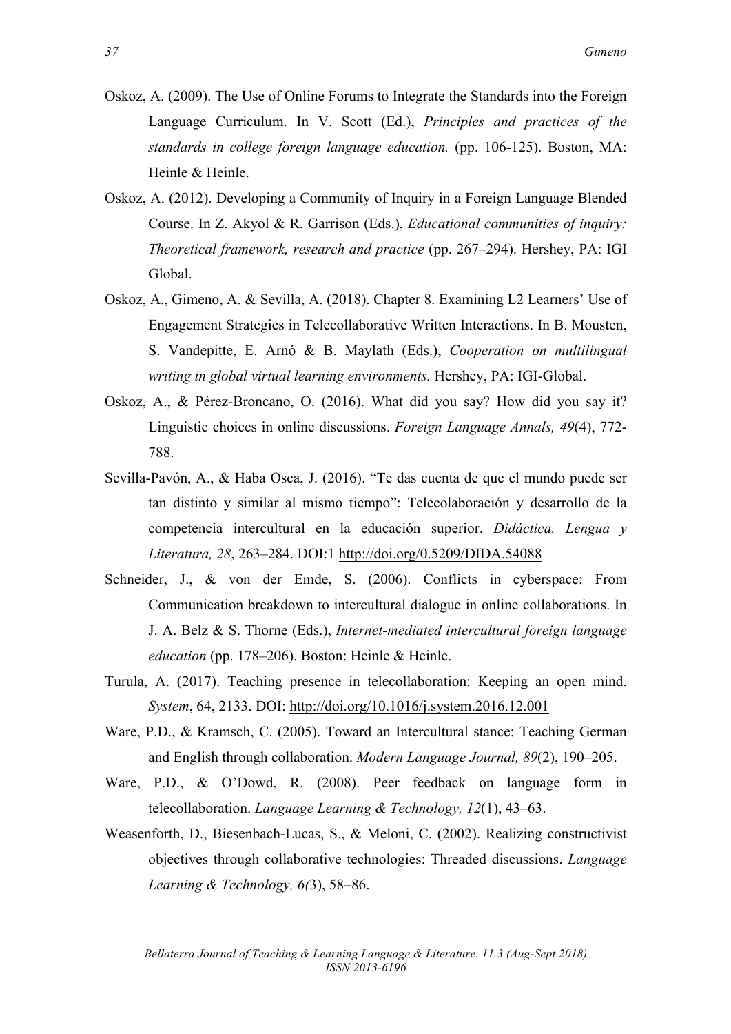Oskoz, A. (2009). The Use of Online Forums to Integrate the Standards into the Foreign Language Curriculum. In V. Scott (Ed.), *Principles and practices of the standards in college foreign language education.* (pp. 106-125). Boston, MA: Heinle & Heinle.

Oskoz, A. (2012). Developing a Community of Inquiry in a Foreign Language Blended Course. In Z. Akyol & R. Garrison (Eds.), *Educational communities of inquiry: Theoretical framework, research and practice* (pp. 267–294). Hershey, PA: IGI Global.

Oskoz, A., Gimeno, A. & Sevilla, A. (2018). Chapter 8. Examining L2 Learners' Use of Engagement Strategies in Telecollaborative Written Interactions. In B. Mousten, S. Vandepitte, E. Arnó & B. Maylath (Eds.), *Cooperation on multilingual writing in global virtual learning environments.* Hershey, PA: IGI-Global.

Oskoz, A., & Pérez-Broncano, O. (2016). What did you say? How did you say it? Linguistic choices in online discussions. *Foreign Language Annals, 49*(4), 772-788.

Sevilla-Pavón, A., & Haba Osca, J. (2016). "Te das cuenta de que el mundo puede ser tan distinto y similar al mismo tiempo": Telecolaboración y desarrollo de la competencia intercultural en la educación superior. *Didáctica. Lengua y Literatura, 28*, 263–284. DOI:1 http://doi.org/0.5209/DIDA.54088

Schneider, J., & von der Emde, S. (2006). Conflicts in cyberspace: From Communication breakdown to intercultural dialogue in online collaborations. In J. A. Belz & S. Thorne (Eds.), *Internet-mediated intercultural foreign language education* (pp. 178–206). Boston: Heinle & Heinle.

Turula, A. (2017). Teaching presence in telecollaboration: Keeping an open mind. *System*, 64, 2133. DOI: http://doi.org/10.1016/j.system.2016.12.001

Ware, P.D., & Kramsch, C. (2005). Toward an Intercultural stance: Teaching German and English through collaboration. *Modern Language Journal, 89*(2), 190–205.

Ware, P.D., & O'Dowd, R. (2008). Peer feedback on language form in telecollaboration. *Language Learning & Technology, 12*(1), 43–63.

Weasenforth, D., Biesenbach-Lucas, S., & Meloni, C. (2002). Realizing constructivist objectives through collaborative technologies: Threaded discussions. *Language Learning & Technology, 6(*3), 58–86.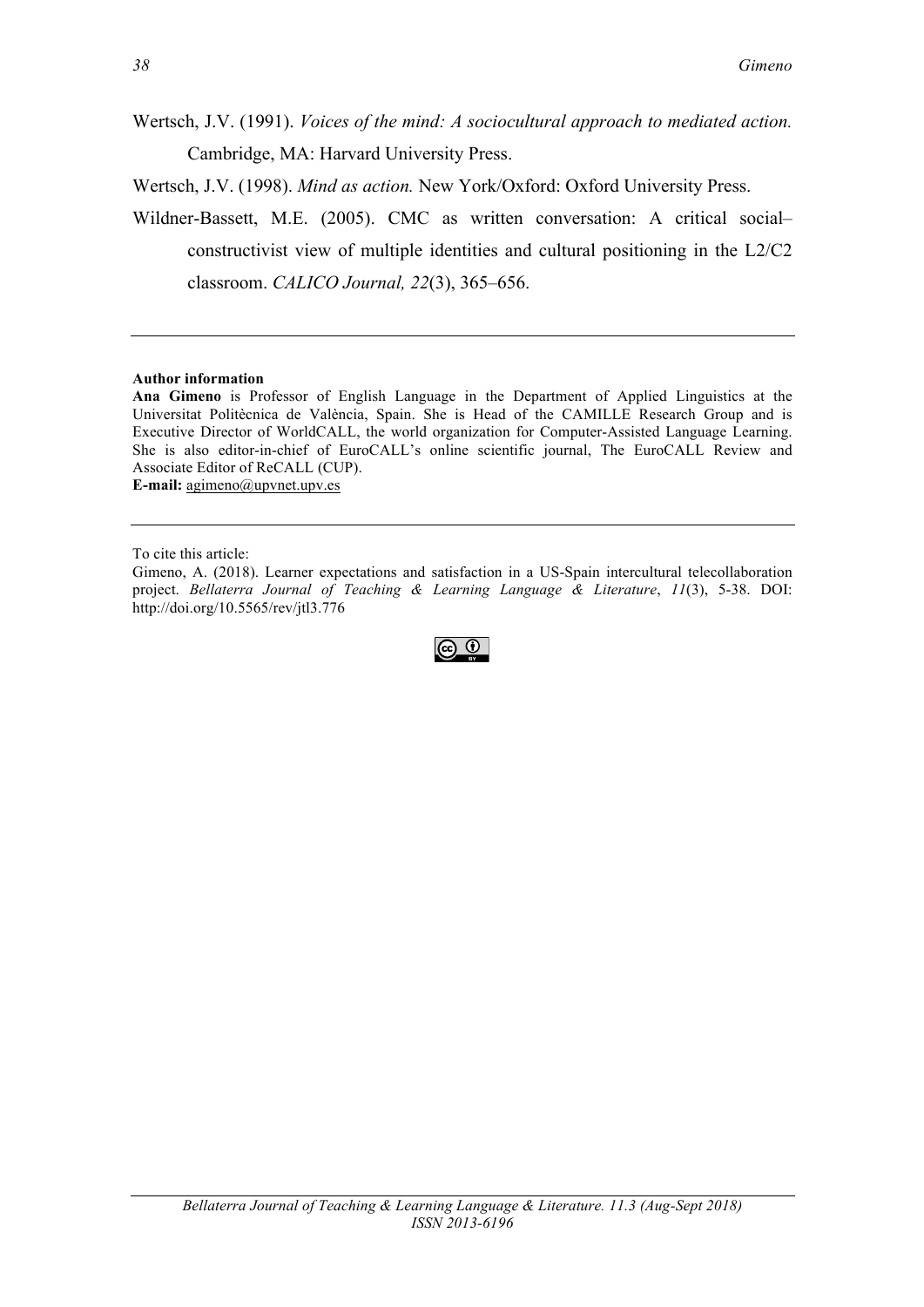Wertsch, J.V. (1991). *Voices of the mind: A sociocultural approach to mediated action.* Cambridge, MA: Harvard University Press.

Wertsch, J.V. (1998). *Mind as action.* New York/Oxford: Oxford University Press.

Wildner-Bassett, M.E. (2005). CMC as written conversation: A critical social–constructivist view of multiple identities and cultural positioning in the L2/C2 classroom. *CALICO Journal, 22*(3), 365–656.

---

**Author information**

**Ana Gimeno** is Professor of English Language in the Department of Applied Linguistics at the Universitat Politècnica de València, Spain. She is Head of the CAMILLE Research Group and is Executive Director of WorldCALL, the world organization for Computer-Assisted Language Learning. She is also editor-in-chief of EuroCALL's online scientific journal, The EuroCALL Review and Associate Editor of ReCALL (CUP).

**E-mail:** agimeno@upvnet.upv.es

---

To cite this article:

Gimeno, A. (2018). Learner expectations and satisfaction in a US-Spain intercultural telecollaboration project. *Bellaterra Journal of Teaching & Learning Language & Literature*, *11*(3), 5-38. DOI: http://doi.org/10.5565/rev/jtl3.776